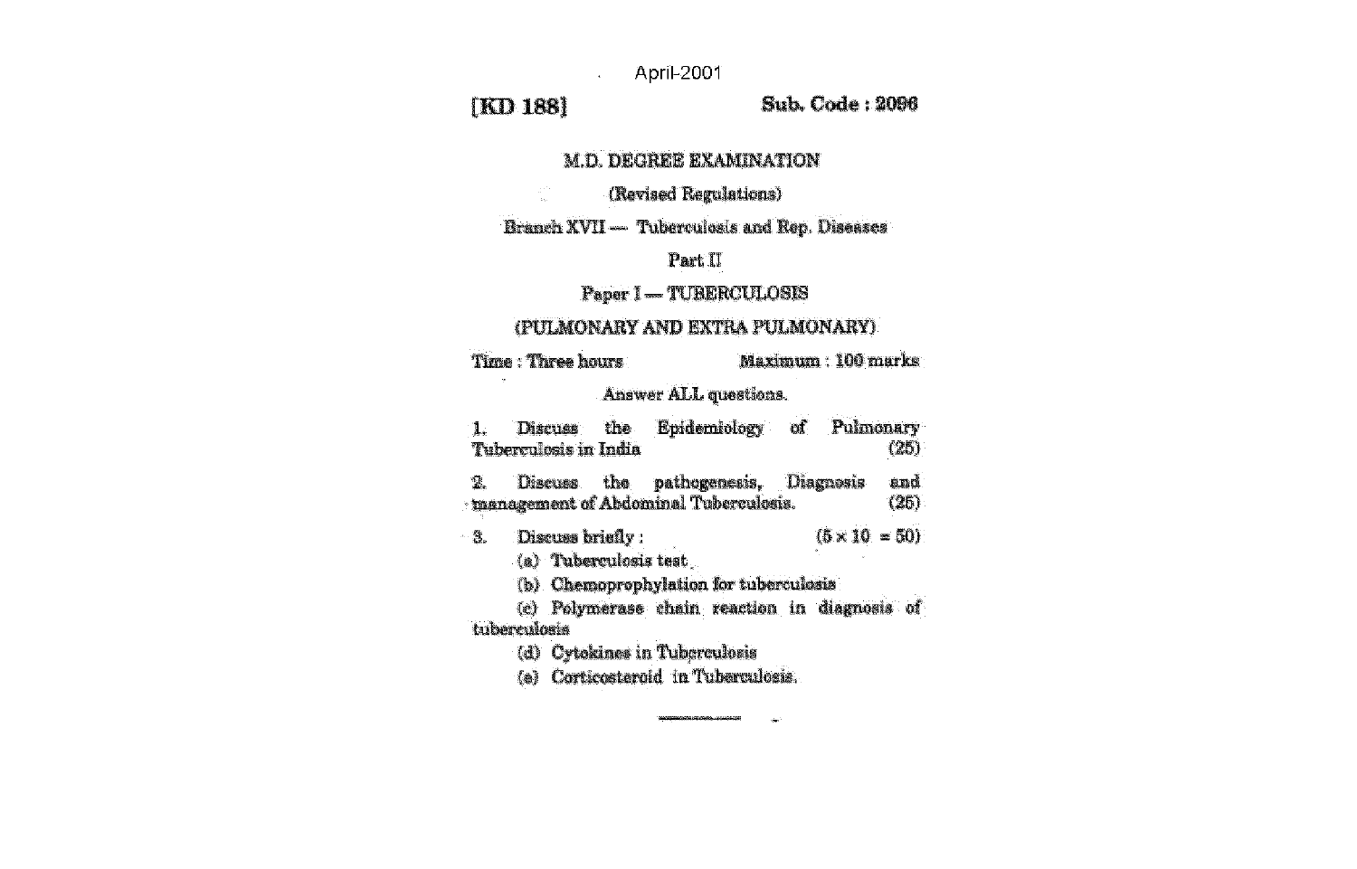April-2001

**[KD 188]** **Sub. Code : 2096**

# M.D. DEGREE EXAMINATION

(Revised Regulations)

Branch XVII — Tuberculosis and Rep. Diseases

Part II

## Paper I — TUBERCULOSIS

## (PULMONARY AND EXTRA PULMONARY)

Time : Three hours Maximum : 100 marks

Answer ALL questions.

1. Discuss the Epidemiology of Pulmonary Tuberculosis in India (25)

2. Discuss the pathogenesis, Diagnosis and management of Abdominal Tuberculosis. (25)

3. Discuss briefly : (5 × 10 = 50)

   (a) Tuberculosis test

   (b) Chemoprophylation for tuberculosis

   (c) Polymerase chain reaction in diagnosis of tuberculosis

   (d) Cytokines in Tubcreulosis

   (e) Corticosteroid in Tuberculosis.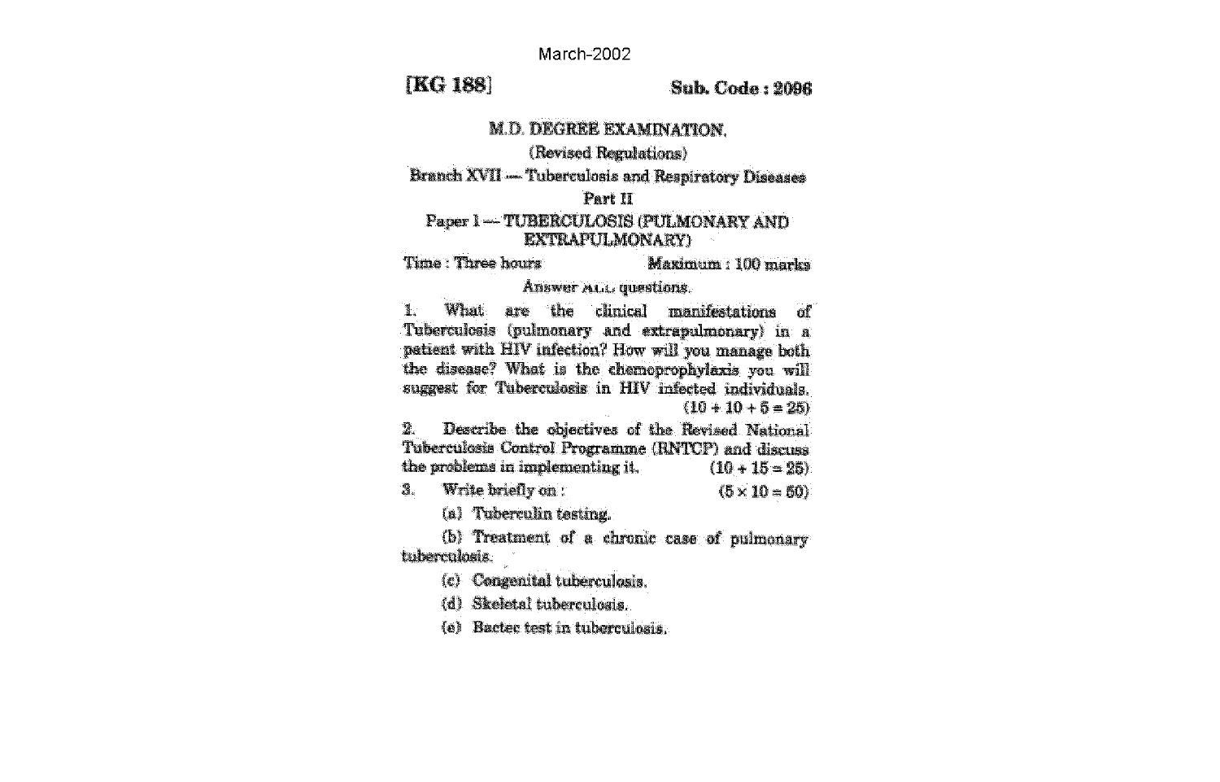March-2002

**[KG 188]** **Sub. Code : 2096**

M.D. DEGREE EXAMINATION.

(Revised Regulations)

Branch XVII — Tuberculosis and Respiratory Diseases

Part II

Paper I — TUBERCULOSIS (PULMONARY AND EXTRAPULMONARY)

Time : Three hours Maximum : 100 marks

Answer ALL questions.

1. What are the clinical manifestations of Tuberculosis (pulmonary and extrapulmonary) in a patient with HIV infection? How will you manage both the disease? What is the chemoprophylaxis you will suggest for Tuberculosis in HIV infected individuals. (10 + 10 + 5 = 25)

2. Describe the objectives of the Revised National Tuberculosis Control Programme (RNTCP) and discuss the problems in implementing it. (10 + 15 = 25)

3. Write briefly on : (5 × 10 = 50)

   (a) Tuberculin testing.

   (b) Treatment of a chronic case of pulmonary tuberculosis.

   (c) Congenital tuberculosis.

   (d) Skeletal tuberculosis.

   (e) Bactec test in tuberculosis.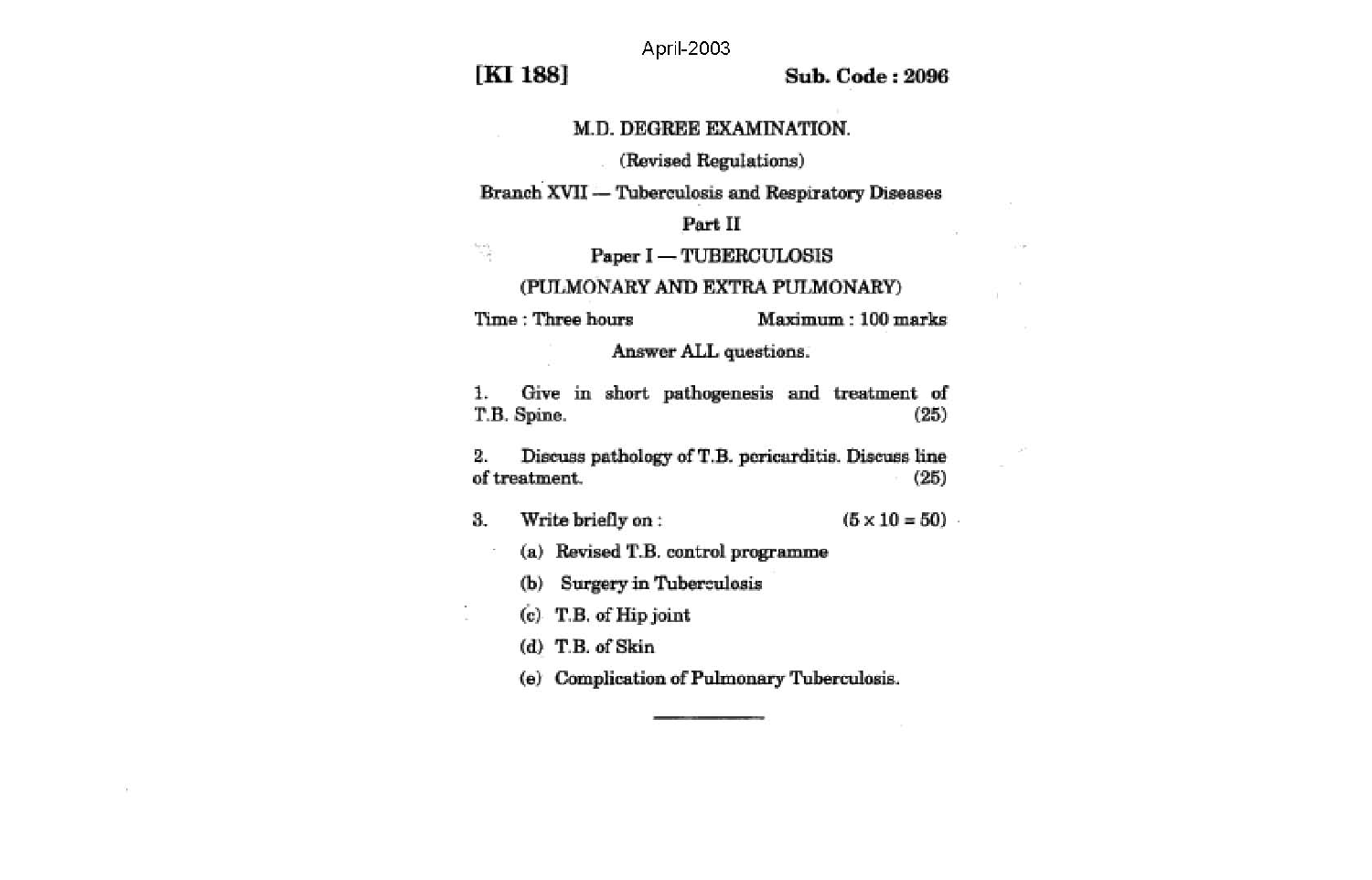April-2003

**[KI 188]** **Sub. Code : 2096**

# M.D. DEGREE EXAMINATION.

(Revised Regulations)

Branch XVII — Tuberculosis and Respiratory Diseases

Part II

Paper I — TUBERCULOSIS

(PULMONARY AND EXTRA PULMONARY)

Time : Three hours Maximum : 100 marks

Answer ALL questions.

1. Give in short pathogenesis and treatment of T.B. Spine. (25)

2. Discuss pathology of T.B. pericarditis. Discuss line of treatment. (25)

3. Write briefly on : (5 x 10 = 50)

   (a) Revised T.B. control programme

   (b) Surgery in Tuberculosis

   (c) T.B. of Hip joint

   (d) T.B. of Skin

   (e) Complication of Pulmonary Tuberculosis.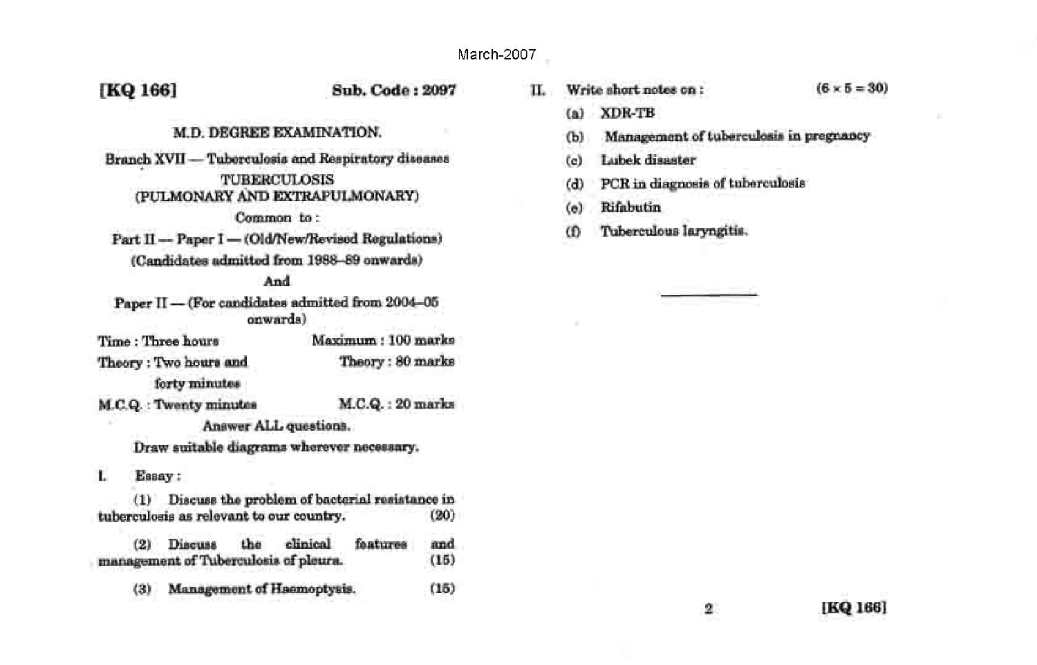March-2007

**[KQ 166]** **Sub. Code : 2097**

M.D. DEGREE EXAMINATION.

Branch XVII — Tuberculosis and Respiratory diseases

TUBERCULOSIS
(PULMONARY AND EXTRAPULMONARY)

Common to :

Part II — Paper I — (Old/New/Revised Regulations)
(Candidates admitted from 1988–89 onwards)

And

Paper II — (For candidates admitted from 2004–05 onwards)

Time : Three hours — Maximum : 100 marks

Theory : Two hours and forty minutes — Theory : 80 marks

M.C.Q. : Twenty minutes — M.C.Q. : 20 marks

Answer ALL questions.

Draw suitable diagrams wherever necessary.

I. Essay :

(1) Discuss the problem of bacterial resistance in tuberculosis as relevant to our country. (20)

(2) Discuss the clinical features and management of Tuberculosis of pleura. (15)

(3) Management of Haemoptysis. (15)

II. Write short notes on : (6 × 5 = 30)

(a) XDR-TB

(b) Management of tuberculosis in pregnancy

(c) Lubek disaster

(d) PCR in diagnosis of tuberculosis

(e) Rifabutin

(f) Tuberculous laryngitis.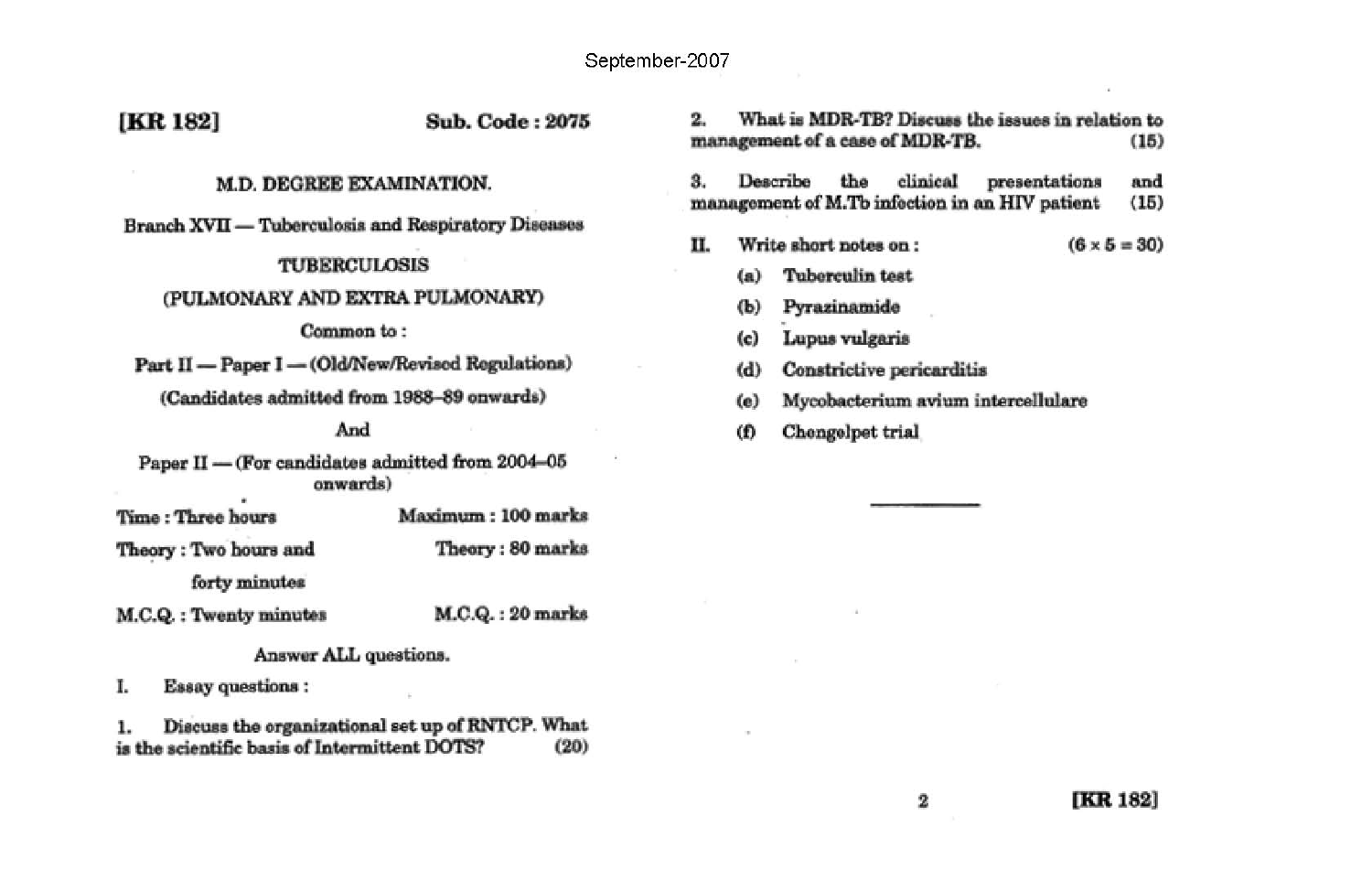September-2007

**[KR 182]** **Sub. Code : 2075**

## M.D. DEGREE EXAMINATION.

**Branch XVII — Tuberculosis and Respiratory Diseases**

**TUBERCULOSIS**

**(PULMONARY AND EXTRA PULMONARY)**

**Common to :**

**Part II — Paper I — (Old/New/Revised Regulations)**

**(Candidates admitted from 1988–89 onwards)**

**And**

**Paper II — (For candidates admitted from 2004–05 onwards)**

Time : Three hours — Maximum : 100 marks

Theory : Two hours and forty minutes — Theory : 80 marks

M.C.Q. : Twenty minutes — M.C.Q. : 20 marks

**Answer ALL questions.**

I. Essay questions :

1. Discuss the organizational set up of RNTCP. What is the scientific basis of Intermittent DOTS? (20)

2. What is MDR-TB? Discuss the issues in relation to management of a case of MDR-TB. (15)

3. Describe the clinical presentations and management of M.Tb infection in an HIV patient (15)

II. Write short notes on : (6 × 5 = 30)

(a) Tuberculin test

(b) Pyrazinamide

(c) Lupus vulgaris

(d) Constrictive pericarditis

(e) Mycobacterium avium intercellulare

(f) Chengelpet trial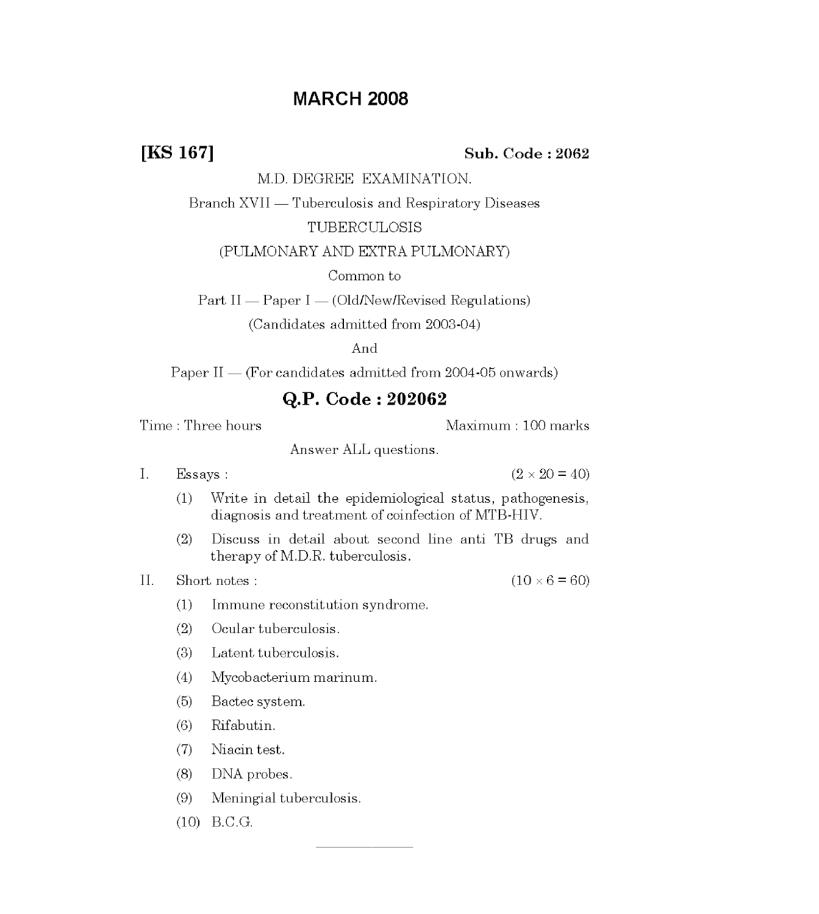# MARCH 2008

**[KS 167]** **Sub. Code : 2062**

M.D. DEGREE EXAMINATION.

Branch XVII — Tuberculosis and Respiratory Diseases

TUBERCULOSIS

(PULMONARY AND EXTRA PULMONARY)

Common to

Part II — Paper I — (Old/New/Revised Regulations)

(Candidates admitted from 2003-04)

And

Paper II — (For candidates admitted from 2004-05 onwards)

## Q.P. Code : 202062

Time : Three hours Maximum : 100 marks

Answer ALL questions.

I. Essays : (2 × 20 = 40)

(1) Write in detail the epidemiological status, pathogenesis, diagnosis and treatment of coinfection of MTB-HIV.

(2) Discuss in detail about second line anti TB drugs and therapy of M.D.R. tuberculosis.

II. Short notes : (10 × 6 = 60)

(1) Immune reconstitution syndrome.

(2) Ocular tuberculosis.

(3) Latent tuberculosis.

(4) Mycobacterium marinum.

(5) Bactec system.

(6) Rifabutin.

(7) Niacin test.

(8) DNA probes.

(9) Meningial tuberculosis.

(10) B.C.G.

———————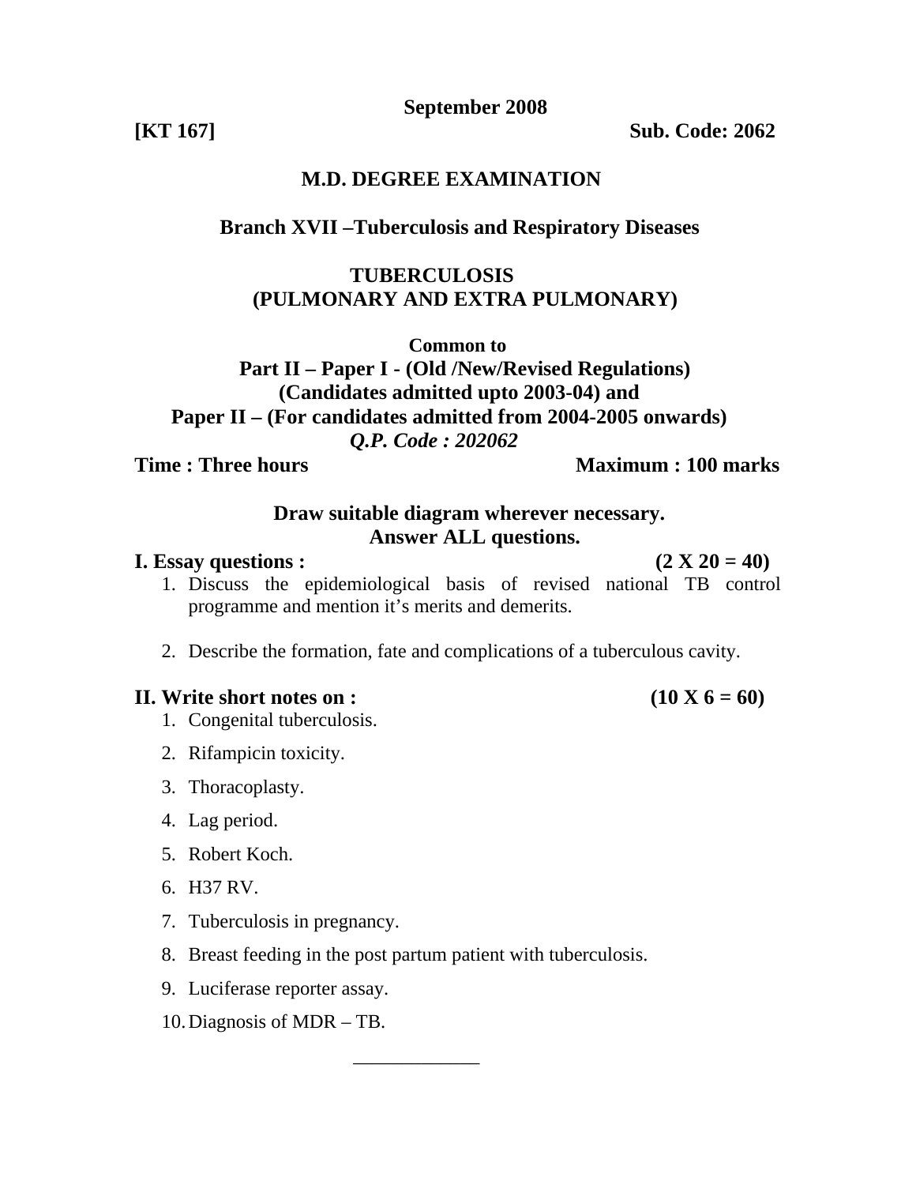**September 2008**

**[KT 167]** **Sub. Code: 2062**

# M.D. DEGREE EXAMINATION

## Branch XVII –Tuberculosis and Respiratory Diseases

## TUBERCULOSIS
## (PULMONARY AND EXTRA PULMONARY)

**Common to**

**Part II – Paper I - (Old /New/Revised Regulations)**
**(Candidates admitted upto 2003-04) and**
**Paper II – (For candidates admitted from 2004-2005 onwards)**

***Q.P. Code : 202062***

**Time : Three hours** **Maximum : 100 marks**

**Draw suitable diagram wherever necessary.**
**Answer ALL questions.**

**I. Essay questions :** **(2 X 20 = 40)**

1. Discuss the epidemiological basis of revised national TB control programme and mention it's merits and demerits.
2. Describe the formation, fate and complications of a tuberculous cavity.

**II. Write short notes on :** **(10 X 6 = 60)**

1. Congenital tuberculosis.
2. Rifampicin toxicity.
3. Thoracoplasty.
4. Lag period.
5. Robert Koch.
6. H37 RV.
7. Tuberculosis in pregnancy.
8. Breast feeding in the post partum patient with tuberculosis.
9. Luciferase reporter assay.
10. Diagnosis of MDR – TB.

_____________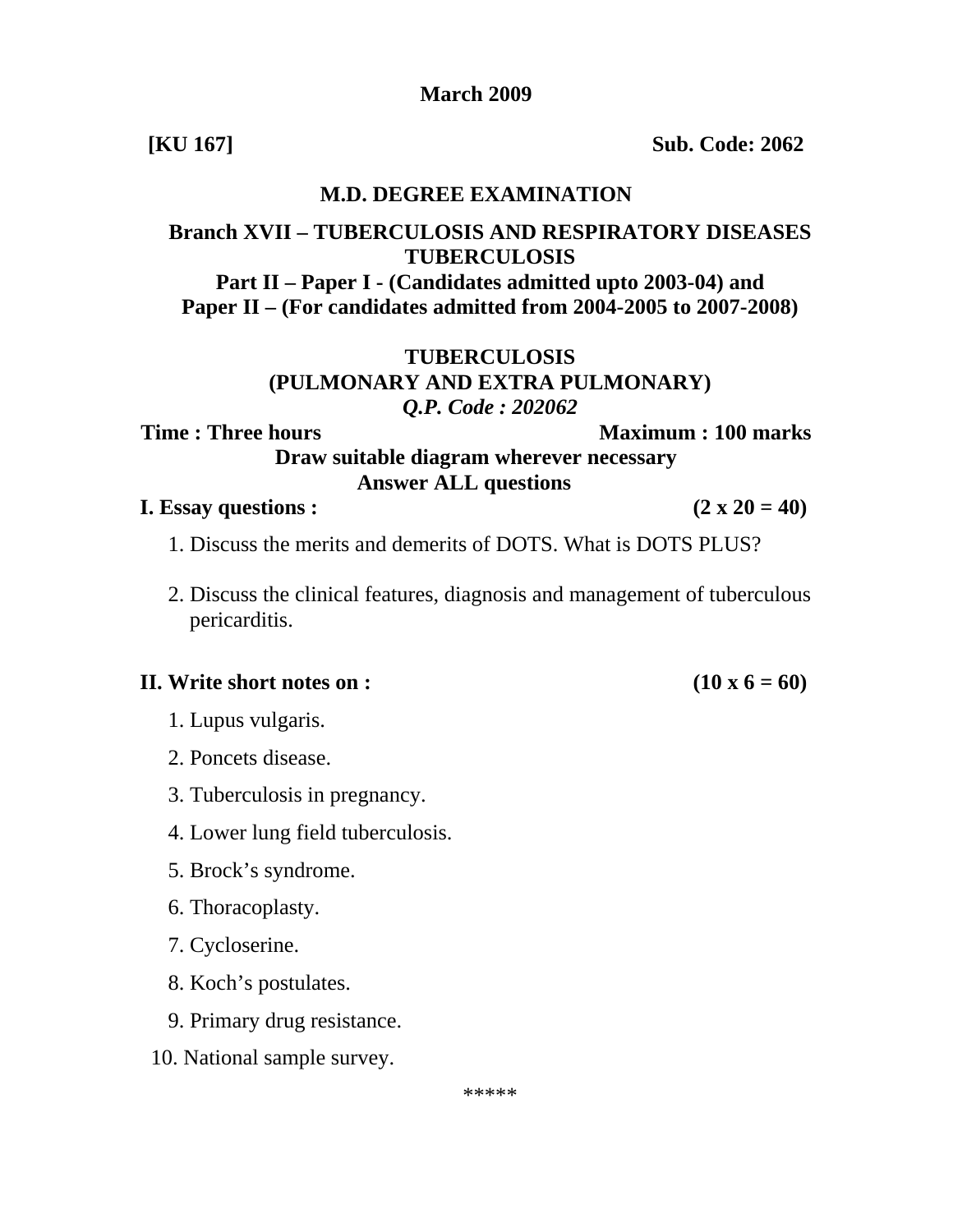**March 2009**

**[KU 167]** **Sub. Code: 2062**

# M.D. DEGREE EXAMINATION

## Branch XVII – TUBERCULOSIS AND RESPIRATORY DISEASES TUBERCULOSIS

**Part II – Paper I - (Candidates admitted upto 2003-04) and**
**Paper II – (For candidates admitted from 2004-2005 to 2007-2008)**

## TUBERCULOSIS (PULMONARY AND EXTRA PULMONARY)

***Q.P. Code : 202062***

**Time : Three hours** **Maximum : 100 marks**

**Draw suitable diagram wherever necessary**

**Answer ALL questions**

**I. Essay questions :** **(2 x 20 = 40)**

1. Discuss the merits and demerits of DOTS. What is DOTS PLUS?
2. Discuss the clinical features, diagnosis and management of tuberculous pericarditis.

**II. Write short notes on :** **(10 x 6 = 60)**

1. Lupus vulgaris.
2. Poncets disease.
3. Tuberculosis in pregnancy.
4. Lower lung field tuberculosis.
5. Brock’s syndrome.
6. Thoracoplasty.
7. Cycloserine.
8. Koch’s postulates.
9. Primary drug resistance.
10. National sample survey.

*****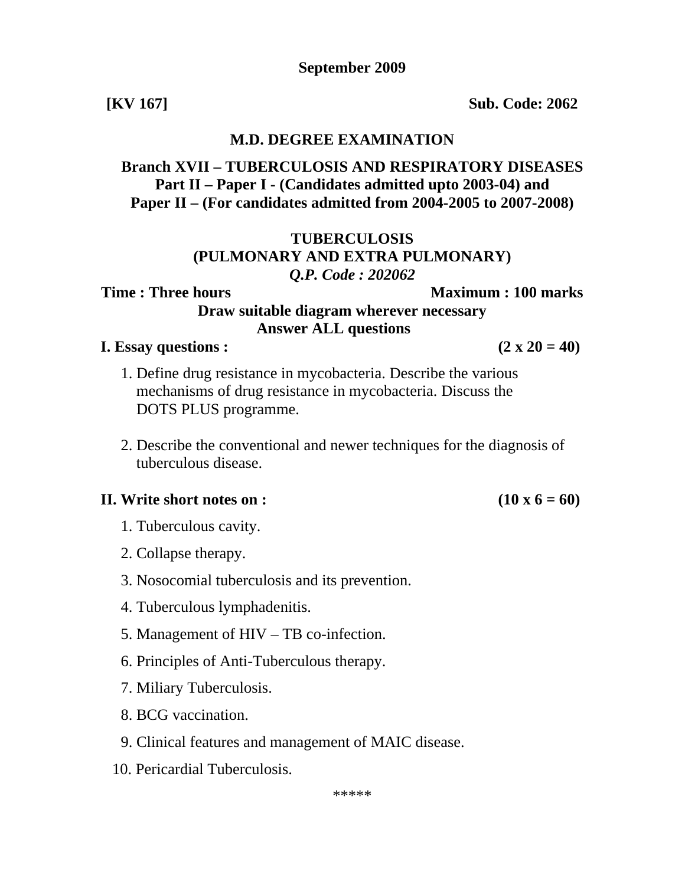**September 2009**

**[KV 167]** **Sub. Code: 2062**

**M.D. DEGREE EXAMINATION**

**Branch XVII – TUBERCULOSIS AND RESPIRATORY DISEASES**
**Part II – Paper I - (Candidates admitted upto 2003-04) and**
**Paper II – (For candidates admitted from 2004-2005 to 2007-2008)**

**TUBERCULOSIS**
**(PULMONARY AND EXTRA PULMONARY)**
***Q.P. Code : 202062***

**Time : Three hours** **Maximum : 100 marks**

**Draw suitable diagram wherever necessary**
**Answer ALL questions**

**I. Essay questions :** **(2 x 20 = 40)**

1. Define drug resistance in mycobacteria. Describe the various mechanisms of drug resistance in mycobacteria. Discuss the DOTS PLUS programme.

2. Describe the conventional and newer techniques for the diagnosis of tuberculous disease.

**II. Write short notes on :** **(10 x 6 = 60)**

1. Tuberculous cavity.
2. Collapse therapy.
3. Nosocomial tuberculosis and its prevention.
4. Tuberculous lymphadenitis.
5. Management of HIV – TB co-infection.
6. Principles of Anti-Tuberculous therapy.
7. Miliary Tuberculosis.
8. BCG vaccination.
9. Clinical features and management of MAIC disease.
10. Pericardial Tuberculosis.

*****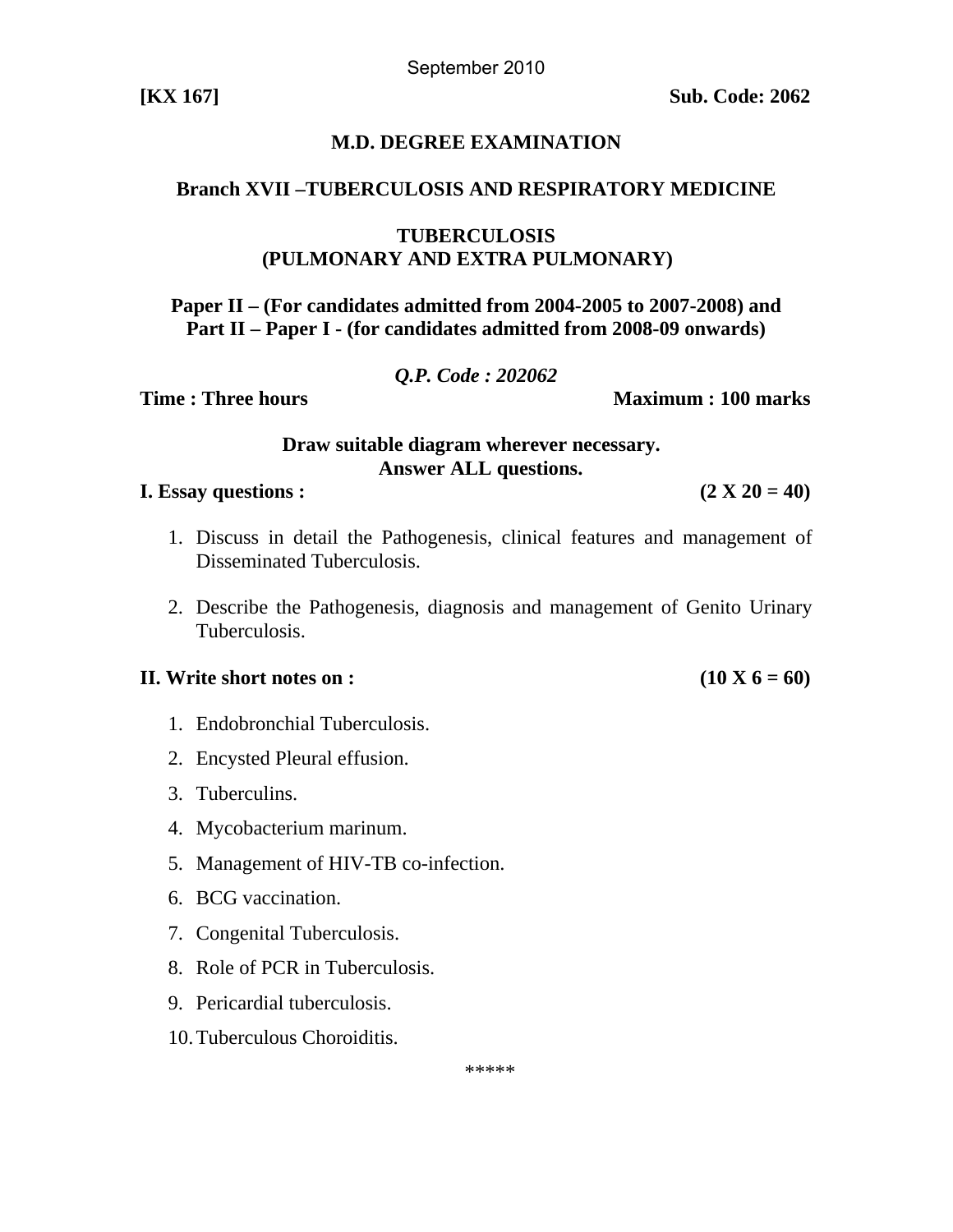September 2010

**[KX 167]** **Sub. Code: 2062**

## M.D. DEGREE EXAMINATION

### Branch XVII –TUBERCULOSIS AND RESPIRATORY MEDICINE

### TUBERCULOSIS
### (PULMONARY AND EXTRA PULMONARY)

**Paper II – (For candidates admitted from 2004-2005 to 2007-2008) and**
**Part II – Paper I - (for candidates admitted from 2008-09 onwards)**

***Q.P. Code : 202062***

**Time : Three hours** **Maximum : 100 marks**

**Draw suitable diagram wherever necessary.**
**Answer ALL questions.**

**I. Essay questions :** **(2 X 20 = 40)**

1. Discuss in detail the Pathogenesis, clinical features and management of Disseminated Tuberculosis.

2. Describe the Pathogenesis, diagnosis and management of Genito Urinary Tuberculosis.

**II. Write short notes on :** **(10 X 6 = 60)**

1. Endobronchial Tuberculosis.
2. Encysted Pleural effusion.
3. Tuberculins.
4. Mycobacterium marinum.
5. Management of HIV-TB co-infection.
6. BCG vaccination.
7. Congenital Tuberculosis.
8. Role of PCR in Tuberculosis.
9. Pericardial tuberculosis.
10. Tuberculous Choroiditis.

*****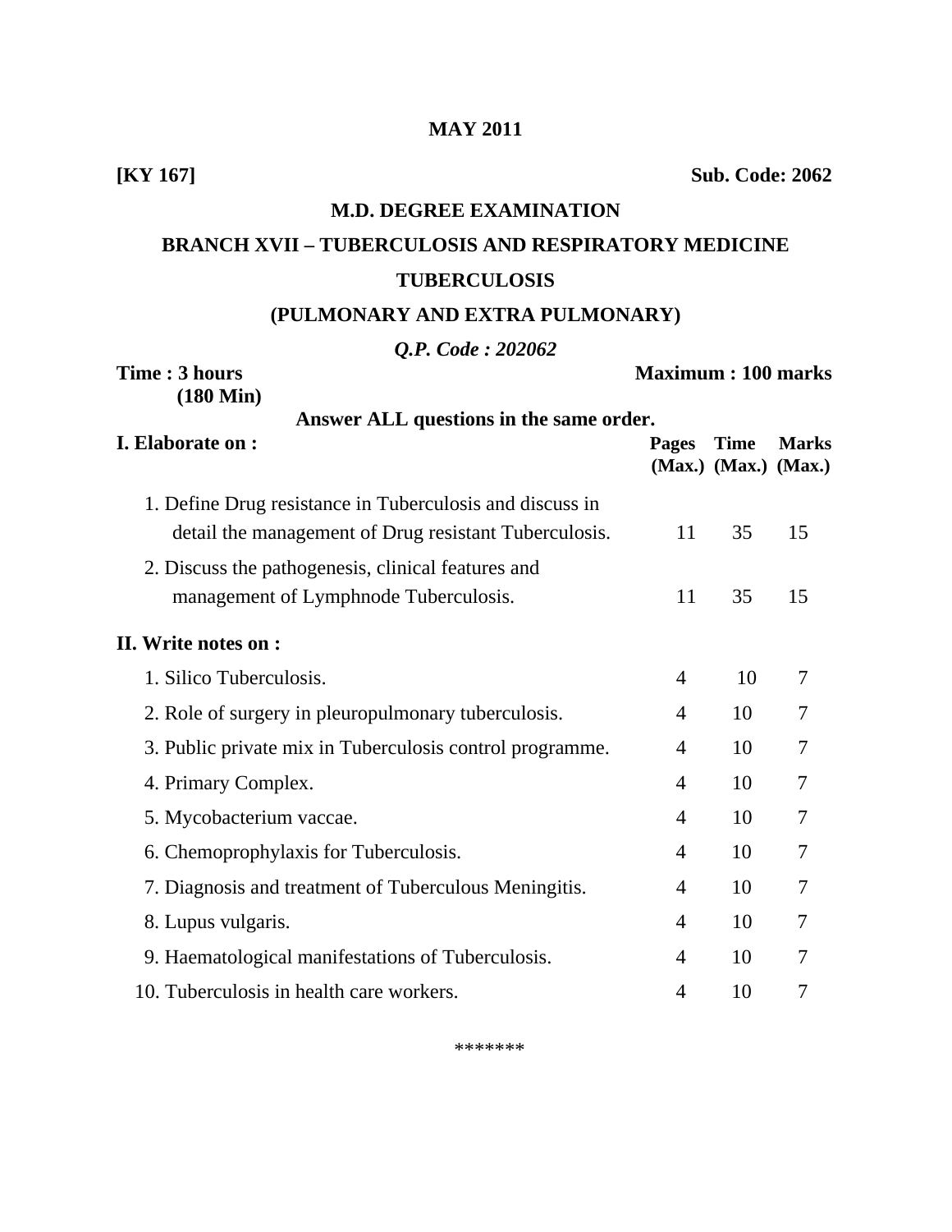**MAY 2011**

**[KY 167]** **Sub. Code: 2062**

## M.D. DEGREE EXAMINATION

## BRANCH XVII – TUBERCULOSIS AND RESPIRATORY MEDICINE

## TUBERCULOSIS

## (PULMONARY AND EXTRA PULMONARY)

***Q.P. Code : 202062***

**Time : 3 hours** **Maximum : 100 marks**
**(180 Min)**

**Answer ALL questions in the same order.**

| **I. Elaborate on :** | **Pages (Max.)** | **Time (Max.)** | **Marks (Max.)** |
|---|---|---|---|
| 1. Define Drug resistance in Tuberculosis and discuss in detail the management of Drug resistant Tuberculosis. | 11 | 35 | 15 |
| 2. Discuss the pathogenesis, clinical features and management of Lymphnode Tuberculosis. | 11 | 35 | 15 |
| **II. Write notes on :** | | | |
| 1. Silico Tuberculosis. | 4 | 10 | 7 |
| 2. Role of surgery in pleuropulmonary tuberculosis. | 4 | 10 | 7 |
| 3. Public private mix in Tuberculosis control programme. | 4 | 10 | 7 |
| 4. Primary Complex. | 4 | 10 | 7 |
| 5. Mycobacterium vaccae. | 4 | 10 | 7 |
| 6. Chemoprophylaxis for Tuberculosis. | 4 | 10 | 7 |
| 7. Diagnosis and treatment of Tuberculous Meningitis. | 4 | 10 | 7 |
| 8. Lupus vulgaris. | 4 | 10 | 7 |
| 9. Haematological manifestations of Tuberculosis. | 4 | 10 | 7 |
| 10. Tuberculosis in health care workers. | 4 | 10 | 7 |

*******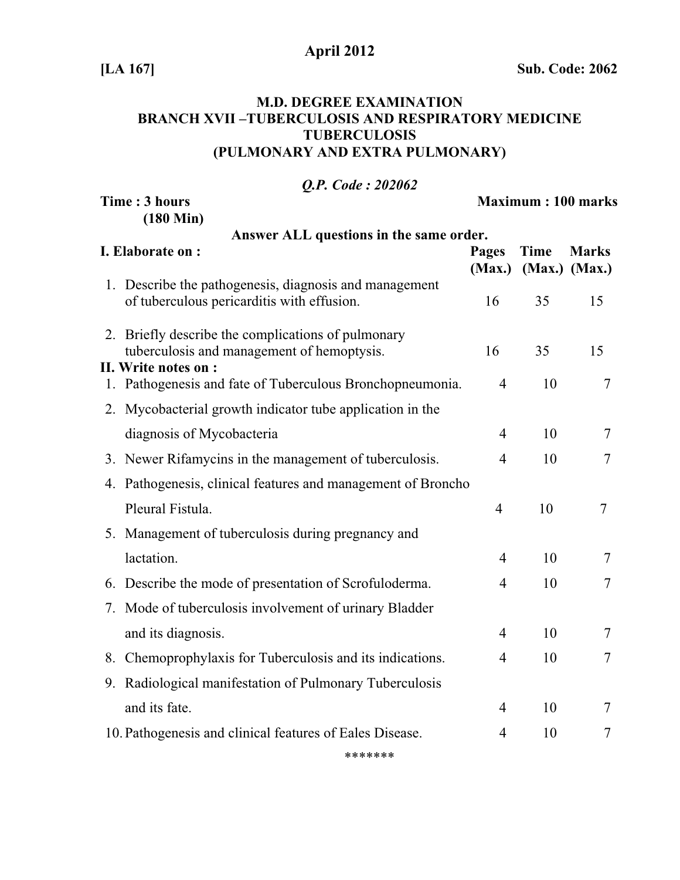**April 2012**

**[LA 167]** **Sub. Code: 2062**

**M.D. DEGREE EXAMINATION**
**BRANCH XVII –TUBERCULOSIS AND RESPIRATORY MEDICINE**
**TUBERCULOSIS**
**(PULMONARY AND EXTRA PULMONARY)**

***Q.P. Code : 202062***

**Time : 3 hours (180 Min)** **Maximum : 100 marks**

**Answer ALL questions in the same order.**

| **I. Elaborate on :** | **Pages (Max.)** | **Time (Max.)** | **Marks (Max.)** |
|---|---|---|---|
| 1. Describe the pathogenesis, diagnosis and management of tuberculous pericarditis with effusion. | 16 | 35 | 15 |
| 2. Briefly describe the complications of pulmonary tuberculosis and management of hemoptysis. | 16 | 35 | 15 |
| **II. Write notes on :** | | | |
| 1. Pathogenesis and fate of Tuberculous Bronchopneumonia. | 4 | 10 | 7 |
| 2. Mycobacterial growth indicator tube application in the diagnosis of Mycobacteria | 4 | 10 | 7 |
| 3. Newer Rifamycins in the management of tuberculosis. | 4 | 10 | 7 |
| 4. Pathogenesis, clinical features and management of Broncho Pleural Fistula. | 4 | 10 | 7 |
| 5. Management of tuberculosis during pregnancy and lactation. | 4 | 10 | 7 |
| 6. Describe the mode of presentation of Scrofuloderma. | 4 | 10 | 7 |
| 7. Mode of tuberculosis involvement of urinary Bladder and its diagnosis. | 4 | 10 | 7 |
| 8. Chemoprophylaxis for Tuberculosis and its indications. | 4 | 10 | 7 |
| 9. Radiological manifestation of Pulmonary Tuberculosis and its fate. | 4 | 10 | 7 |
| 10. Pathogenesis and clinical features of Eales Disease. | 4 | 10 | 7 |

*******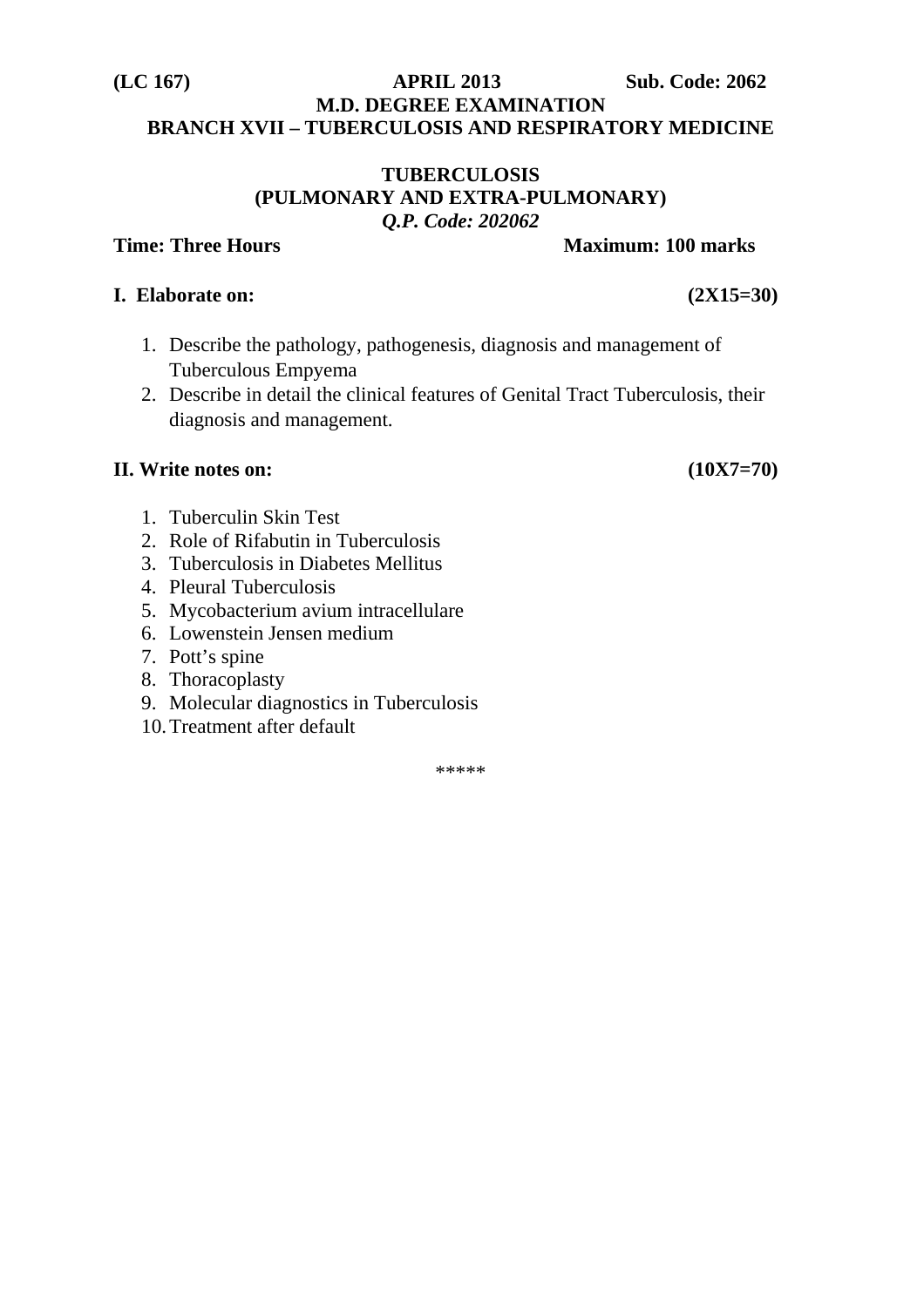**(LC 167)** **APRIL 2013** **Sub. Code: 2062**

**M.D. DEGREE EXAMINATION**

**BRANCH XVII – TUBERCULOSIS AND RESPIRATORY MEDICINE**

**TUBERCULOSIS**

**(PULMONARY AND EXTRA-PULMONARY)**

***Q.P. Code: 202062***

**Time: Three Hours** **Maximum: 100 marks**

**I. Elaborate on:** **(2X15=30)**

1. Describe the pathology, pathogenesis, diagnosis and management of Tuberculous Empyema
2. Describe in detail the clinical features of Genital Tract Tuberculosis, their diagnosis and management.

**II. Write notes on:** **(10X7=70)**

1. Tuberculin Skin Test
2. Role of Rifabutin in Tuberculosis
3. Tuberculosis in Diabetes Mellitus
4. Pleural Tuberculosis
5. Mycobacterium avium intracellulare
6. Lowenstein Jensen medium
7. Pott's spine
8. Thoracoplasty
9. Molecular diagnostics in Tuberculosis
10. Treatment after default

*****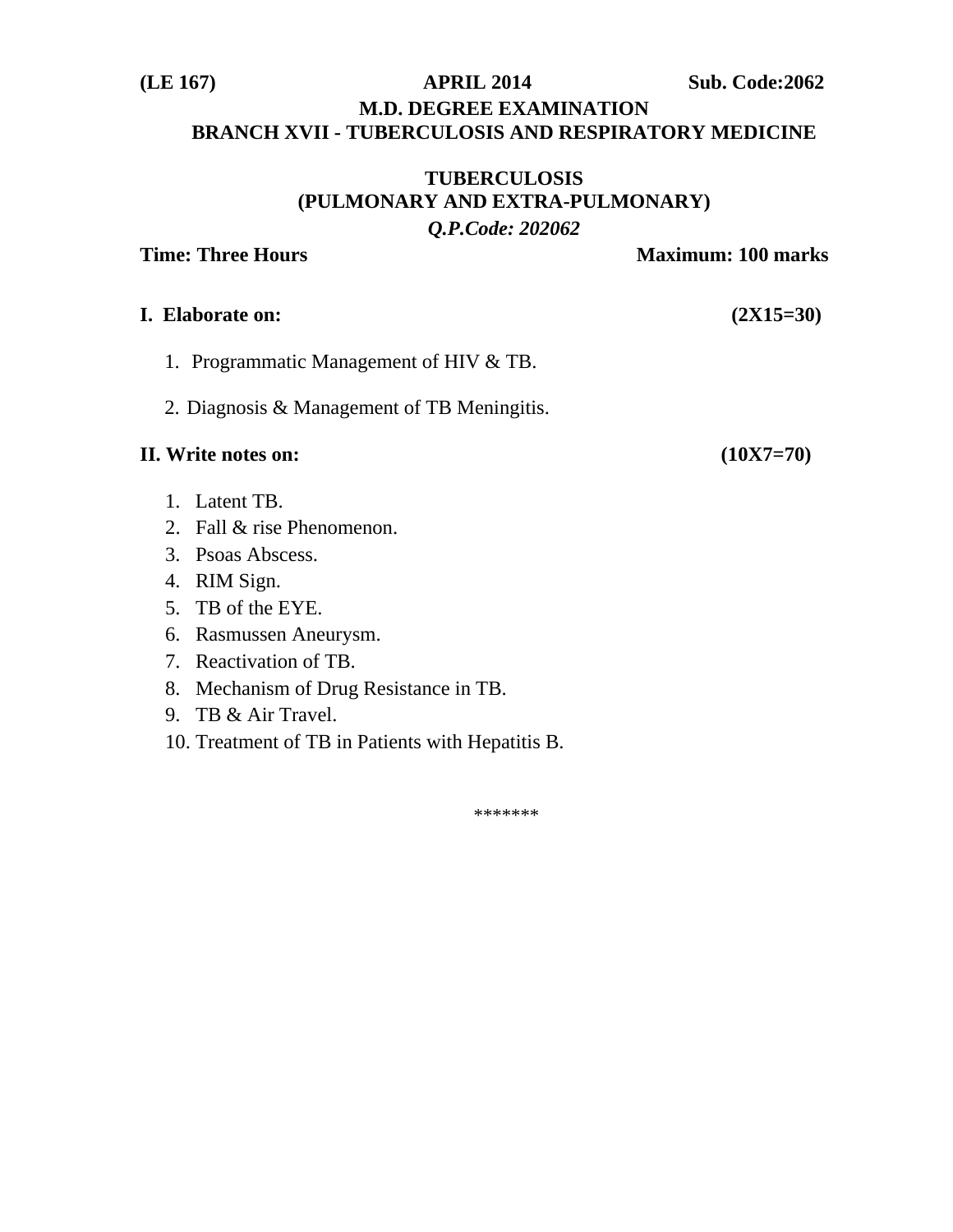**(LE 167)** **APRIL 2014** **Sub. Code:2062**

**M.D. DEGREE EXAMINATION**

**BRANCH XVII - TUBERCULOSIS AND RESPIRATORY MEDICINE**

**TUBERCULOSIS**

**(PULMONARY AND EXTRA-PULMONARY)**

***Q.P.Code: 202062***

**Time: Three Hours** **Maximum: 100 marks**

**I. Elaborate on:** **(2X15=30)**

1. Programmatic Management of HIV & TB.
2. Diagnosis & Management of TB Meningitis.

**II. Write notes on:** **(10X7=70)**

1. Latent TB.
2. Fall & rise Phenomenon.
3. Psoas Abscess.
4. RIM Sign.
5. TB of the EYE.
6. Rasmussen Aneurysm.
7. Reactivation of TB.
8. Mechanism of Drug Resistance in TB.
9. TB & Air Travel.
10. Treatment of TB in Patients with Hepatitis B.

*******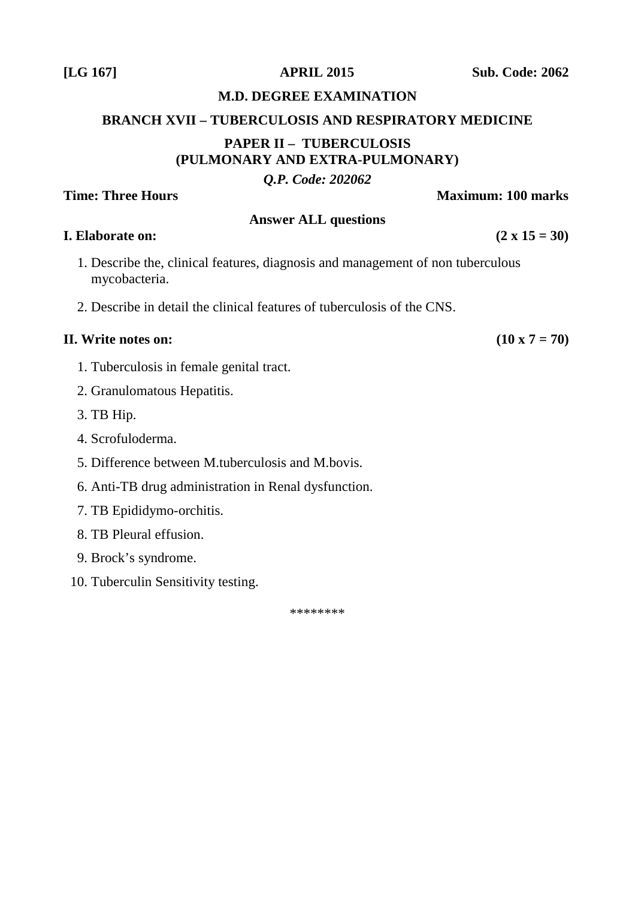**[LG 167]** **APRIL 2015** **Sub. Code: 2062**

**M.D. DEGREE EXAMINATION**

**BRANCH XVII – TUBERCULOSIS AND RESPIRATORY MEDICINE**

**PAPER II – TUBERCULOSIS**
**(PULMONARY AND EXTRA-PULMONARY)**

***Q.P. Code: 202062***

**Time: Three Hours** **Maximum: 100 marks**

**Answer ALL questions**

**I. Elaborate on:** **(2 x 15 = 30)**

1. Describe the, clinical features, diagnosis and management of non tuberculous mycobacteria.
2. Describe in detail the clinical features of tuberculosis of the CNS.

**II. Write notes on:** **(10 x 7 = 70)**

1. Tuberculosis in female genital tract.
2. Granulomatous Hepatitis.
3. TB Hip.
4. Scrofuloderma.
5. Difference between M.tuberculosis and M.bovis.
6. Anti-TB drug administration in Renal dysfunction.
7. TB Epididymo-orchitis.
8. TB Pleural effusion.
9. Brock's syndrome.
10. Tuberculin Sensitivity testing.

*******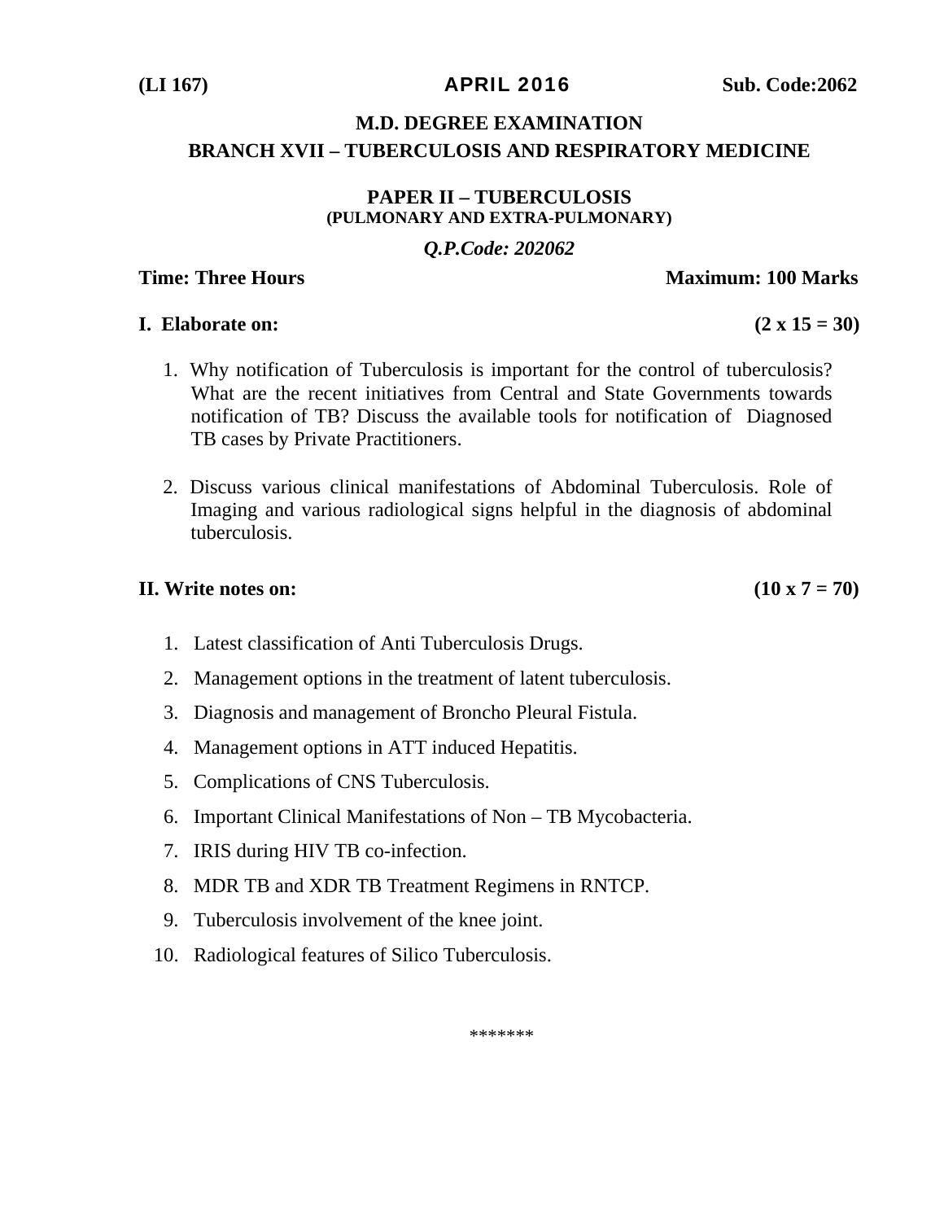(LI 167) **APRIL 2016** **Sub. Code:2062**

**M.D. DEGREE EXAMINATION**

**BRANCH XVII – TUBERCULOSIS AND RESPIRATORY MEDICINE**

**PAPER II – TUBERCULOSIS**
**(PULMONARY AND EXTRA-PULMONARY)**

***Q.P.Code: 202062***

**Time: Three Hours** **Maximum: 100 Marks**

**I. Elaborate on:** **(2 x 15 = 30)**

1. Why notification of Tuberculosis is important for the control of tuberculosis? What are the recent initiatives from Central and State Governments towards notification of TB? Discuss the available tools for notification of Diagnosed TB cases by Private Practitioners.

2. Discuss various clinical manifestations of Abdominal Tuberculosis. Role of Imaging and various radiological signs helpful in the diagnosis of abdominal tuberculosis.

**II. Write notes on:** **(10 x 7 = 70)**

1. Latest classification of Anti Tuberculosis Drugs.
2. Management options in the treatment of latent tuberculosis.
3. Diagnosis and management of Broncho Pleural Fistula.
4. Management options in ATT induced Hepatitis.
5. Complications of CNS Tuberculosis.
6. Important Clinical Manifestations of Non – TB Mycobacteria.
7. IRIS during HIV TB co-infection.
8. MDR TB and XDR TB Treatment Regimens in RNTCP.
9. Tuberculosis involvement of the knee joint.
10. Radiological features of Silico Tuberculosis.

*******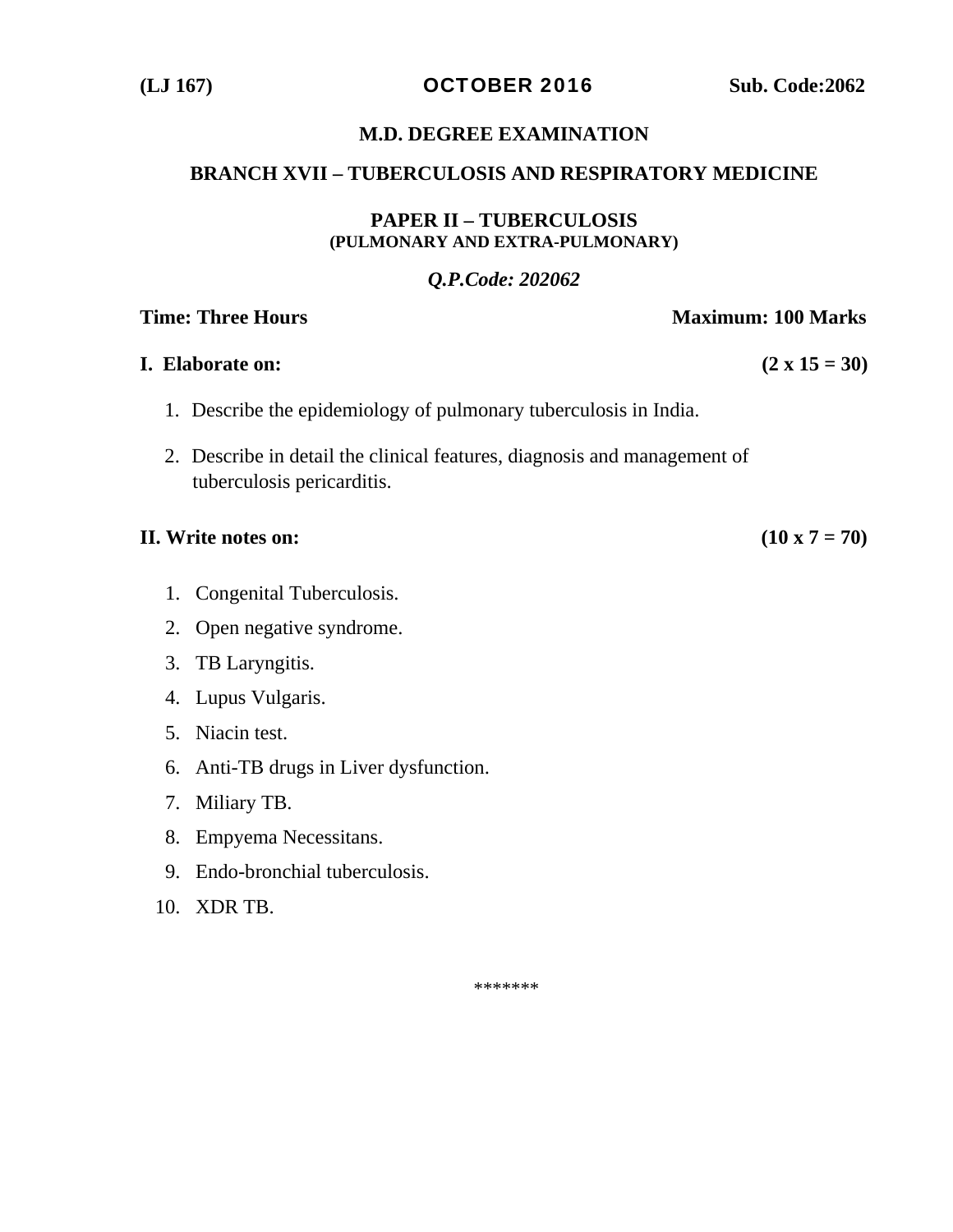**(LJ 167)** **OCTOBER 2016** **Sub. Code:2062**

# M.D. DEGREE EXAMINATION

## BRANCH XVII – TUBERCULOSIS AND RESPIRATORY MEDICINE

### PAPER II – TUBERCULOSIS
**(PULMONARY AND EXTRA-PULMONARY)**

***Q.P.Code: 202062***

**Time: Three Hours** **Maximum: 100 Marks**

**I. Elaborate on:** **(2 x 15 = 30)**

1. Describe the epidemiology of pulmonary tuberculosis in India.
2. Describe in detail the clinical features, diagnosis and management of tuberculosis pericarditis.

**II. Write notes on:** **(10 x 7 = 70)**

1. Congenital Tuberculosis.
2. Open negative syndrome.
3. TB Laryngitis.
4. Lupus Vulgaris.
5. Niacin test.
6. Anti-TB drugs in Liver dysfunction.
7. Miliary TB.
8. Empyema Necessitans.
9. Endo-bronchial tuberculosis.
10. XDR TB.

*******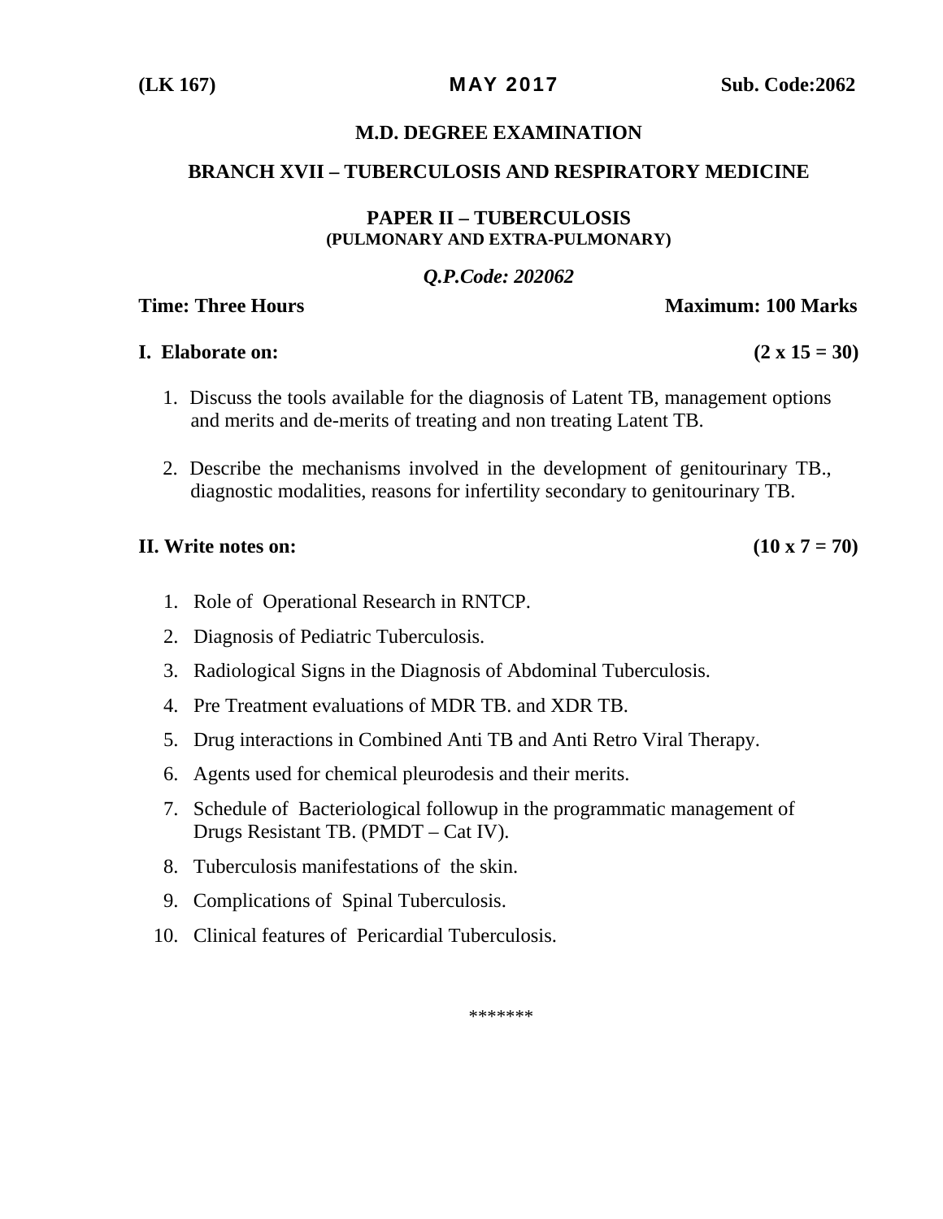**(LK 167)** **MAY 2017** **Sub. Code:2062**

# M.D. DEGREE EXAMINATION

## BRANCH XVII – TUBERCULOSIS AND RESPIRATORY MEDICINE

### PAPER II – TUBERCULOSIS
**(PULMONARY AND EXTRA-PULMONARY)**

***Q.P.Code: 202062***

**Time: Three Hours** **Maximum: 100 Marks**

**I. Elaborate on:** **(2 x 15 = 30)**

1. Discuss the tools available for the diagnosis of Latent TB, management options and merits and de-merits of treating and non treating Latent TB.

2. Describe the mechanisms involved in the development of genitourinary TB., diagnostic modalities, reasons for infertility secondary to genitourinary TB.

**II. Write notes on:** **(10 x 7 = 70)**

1. Role of Operational Research in RNTCP.
2. Diagnosis of Pediatric Tuberculosis.
3. Radiological Signs in the Diagnosis of Abdominal Tuberculosis.
4. Pre Treatment evaluations of MDR TB. and XDR TB.
5. Drug interactions in Combined Anti TB and Anti Retro Viral Therapy.
6. Agents used for chemical pleurodesis and their merits.
7. Schedule of Bacteriological followup in the programmatic management of Drugs Resistant TB. (PMDT – Cat IV).
8. Tuberculosis manifestations of the skin.
9. Complications of Spinal Tuberculosis.
10. Clinical features of Pericardial Tuberculosis.

*******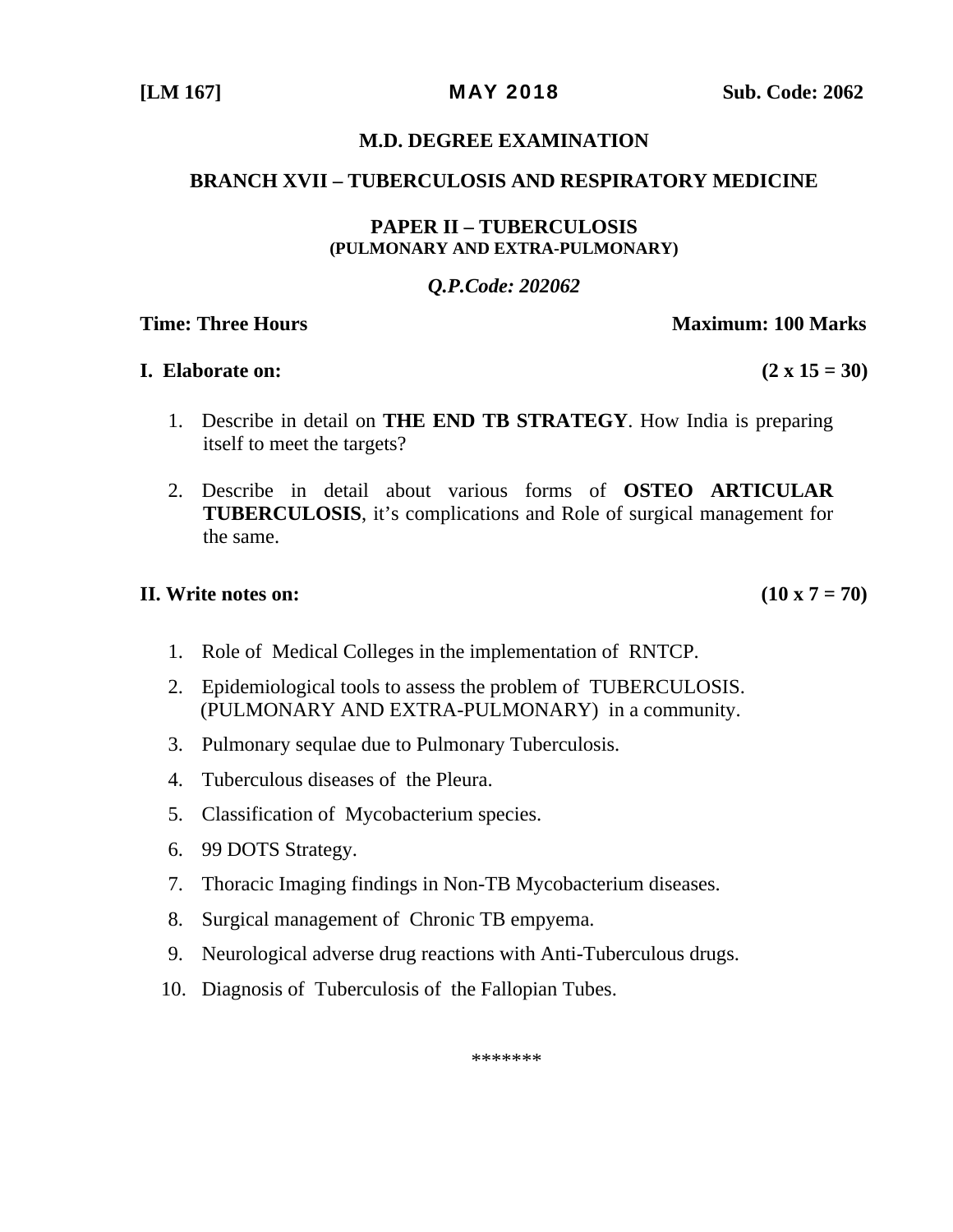**[LM 167]** **MAY 2018** **Sub. Code: 2062**

## M.D. DEGREE EXAMINATION

## BRANCH XVII – TUBERCULOSIS AND RESPIRATORY MEDICINE

### PAPER II – TUBERCULOSIS
**(PULMONARY AND EXTRA-PULMONARY)**

***Q.P.Code: 202062***

**Time: Three Hours** **Maximum: 100 Marks**

**I. Elaborate on:** **(2 x 15 = 30)**

1. Describe in detail on **THE END TB STRATEGY**. How India is preparing itself to meet the targets?

2. Describe in detail about various forms of **OSTEO ARTICULAR TUBERCULOSIS**, it's complications and Role of surgical management for the same.

**II. Write notes on:** **(10 x 7 = 70)**

1. Role of Medical Colleges in the implementation of RNTCP.
2. Epidemiological tools to assess the problem of TUBERCULOSIS. (PULMONARY AND EXTRA-PULMONARY) in a community.
3. Pulmonary sequlae due to Pulmonary Tuberculosis.
4. Tuberculous diseases of the Pleura.
5. Classification of Mycobacterium species.
6. 99 DOTS Strategy.
7. Thoracic Imaging findings in Non-TB Mycobacterium diseases.
8. Surgical management of Chronic TB empyema.
9. Neurological adverse drug reactions with Anti-Tuberculous drugs.
10. Diagnosis of Tuberculosis of the Fallopian Tubes.

*******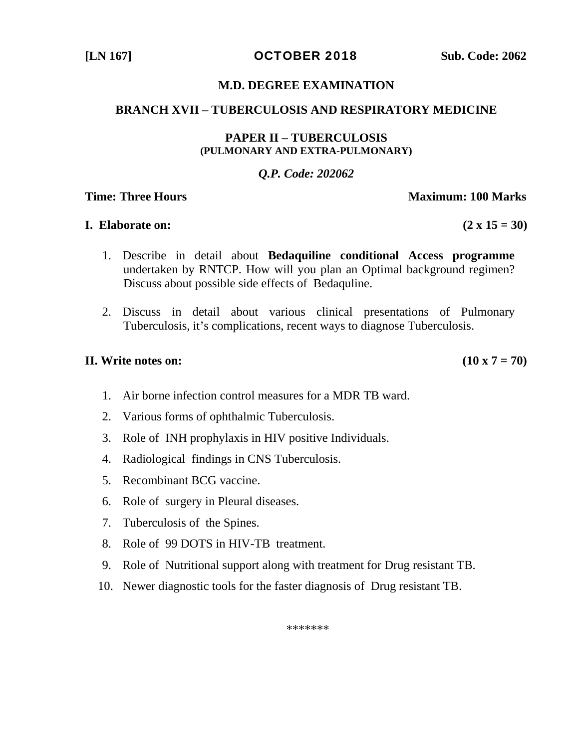**[LN 167]** **OCTOBER 2018** **Sub. Code: 2062**

**M.D. DEGREE EXAMINATION**

**BRANCH XVII – TUBERCULOSIS AND RESPIRATORY MEDICINE**

**PAPER II – TUBERCULOSIS**
**(PULMONARY AND EXTRA-PULMONARY)**

***Q.P. Code: 202062***

**Time: Three Hours** **Maximum: 100 Marks**

**I. Elaborate on:** **(2 x 15 = 30)**

1. Describe in detail about **Bedaquiline conditional Access programme** undertaken by RNTCP. How will you plan an Optimal background regimen? Discuss about possible side effects of Bedaquline.

2. Discuss in detail about various clinical presentations of Pulmonary Tuberculosis, it's complications, recent ways to diagnose Tuberculosis.

**II. Write notes on:** **(10 x 7 = 70)**

1. Air borne infection control measures for a MDR TB ward.
2. Various forms of ophthalmic Tuberculosis.
3. Role of INH prophylaxis in HIV positive Individuals.
4. Radiological findings in CNS Tuberculosis.
5. Recombinant BCG vaccine.
6. Role of surgery in Pleural diseases.
7. Tuberculosis of the Spines.
8. Role of 99 DOTS in HIV-TB treatment.
9. Role of Nutritional support along with treatment for Drug resistant TB.
10. Newer diagnostic tools for the faster diagnosis of Drug resistant TB.

*******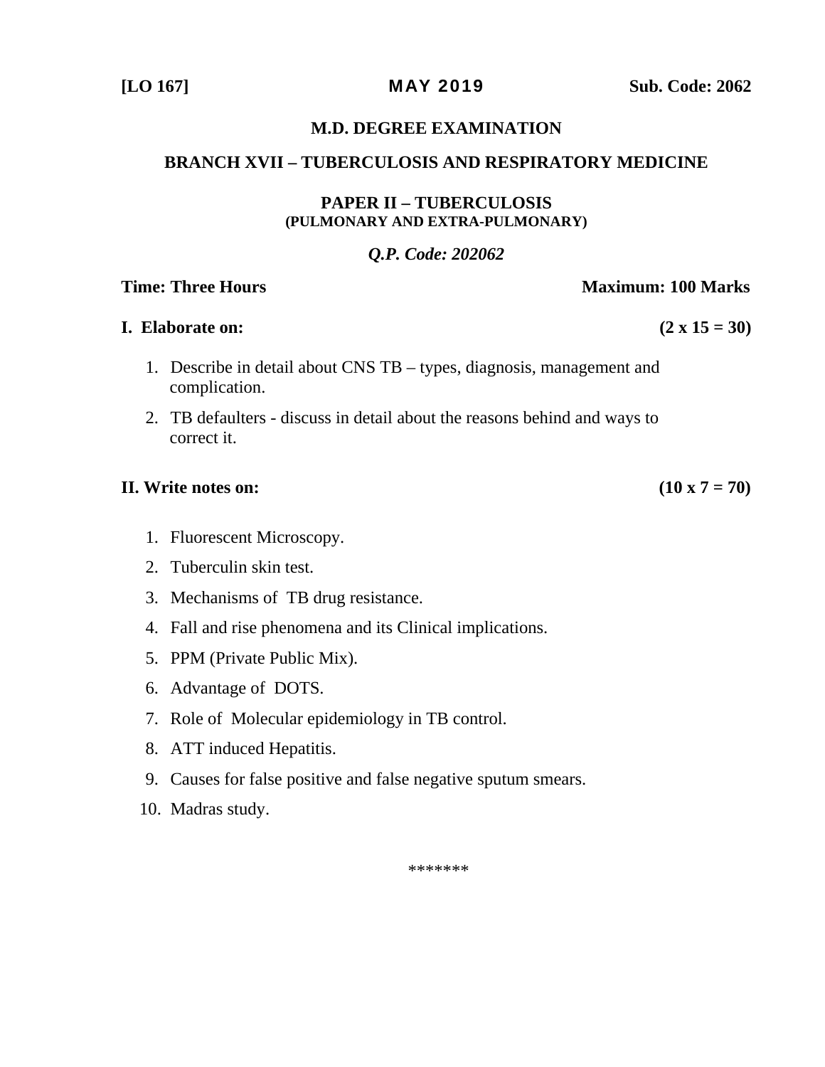**[LO 167]** **MAY 2019** **Sub. Code: 2062**

# M.D. DEGREE EXAMINATION

## BRANCH XVII – TUBERCULOSIS AND RESPIRATORY MEDICINE

### PAPER II – TUBERCULOSIS
**(PULMONARY AND EXTRA-PULMONARY)**

***Q.P. Code: 202062***

**Time: Three Hours** **Maximum: 100 Marks**

**I. Elaborate on:** **(2 x 15 = 30)**

1. Describe in detail about CNS TB – types, diagnosis, management and complication.
2. TB defaulters - discuss in detail about the reasons behind and ways to correct it.

**II. Write notes on:** **(10 x 7 = 70)**

1. Fluorescent Microscopy.
2. Tuberculin skin test.
3. Mechanisms of TB drug resistance.
4. Fall and rise phenomena and its Clinical implications.
5. PPM (Private Public Mix).
6. Advantage of DOTS.
7. Role of Molecular epidemiology in TB control.
8. ATT induced Hepatitis.
9. Causes for false positive and false negative sputum smears.
10. Madras study.

*******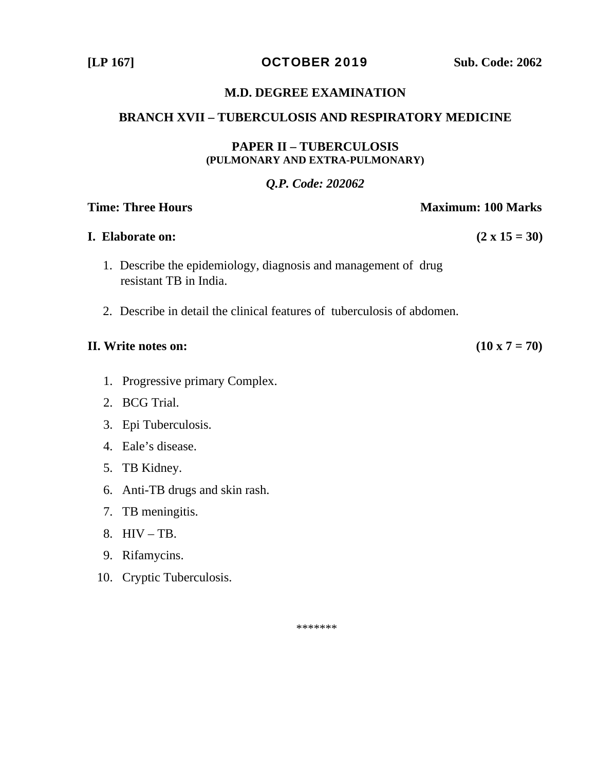**[LP 167]** **OCTOBER 2019** **Sub. Code: 2062**

## M.D. DEGREE EXAMINATION

## BRANCH XVII – TUBERCULOSIS AND RESPIRATORY MEDICINE

### PAPER II – TUBERCULOSIS
**(PULMONARY AND EXTRA-PULMONARY)**

***Q.P. Code: 202062***

**Time: Three Hours** **Maximum: 100 Marks**

**I. Elaborate on:** **(2 x 15 = 30)**

1. Describe the epidemiology, diagnosis and management of drug resistant TB in India.

2. Describe in detail the clinical features of tuberculosis of abdomen.

**II. Write notes on:** **(10 x 7 = 70)**

1. Progressive primary Complex.
2. BCG Trial.
3. Epi Tuberculosis.
4. Eale's disease.
5. TB Kidney.
6. Anti-TB drugs and skin rash.
7. TB meningitis.
8. HIV – TB.
9. Rifamycins.
10. Cryptic Tuberculosis.

*******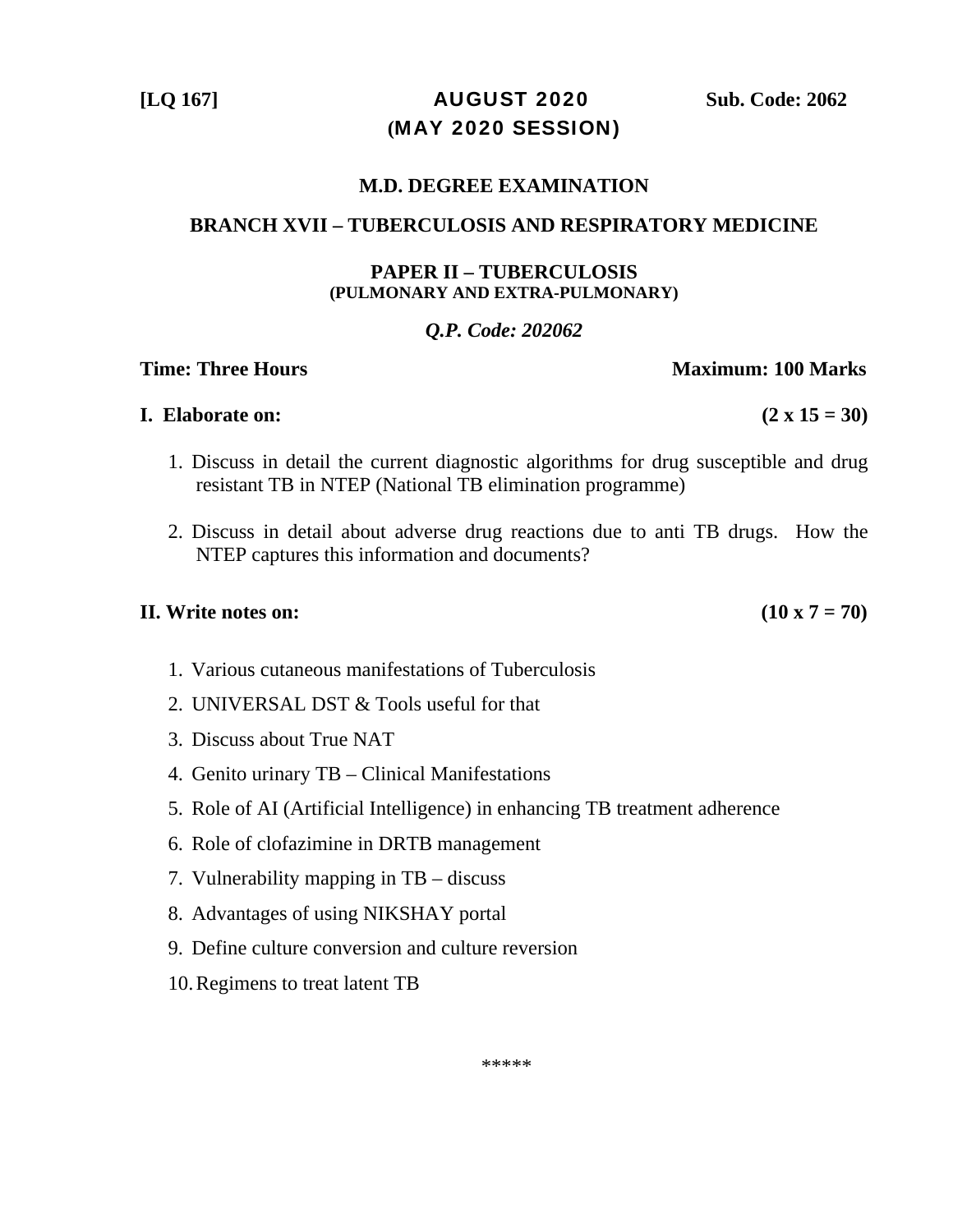**[LQ 167]** **AUGUST 2020** **Sub. Code: 2062**

**(MAY 2020 SESSION)**

## M.D. DEGREE EXAMINATION

## BRANCH XVII – TUBERCULOSIS AND RESPIRATORY MEDICINE

### PAPER II – TUBERCULOSIS
**(PULMONARY AND EXTRA-PULMONARY)**

***Q.P. Code: 202062***

**Time: Three Hours** **Maximum: 100 Marks**

**I. Elaborate on:** **(2 x 15 = 30)**

1. Discuss in detail the current diagnostic algorithms for drug susceptible and drug resistant TB in NTEP (National TB elimination programme)

2. Discuss in detail about adverse drug reactions due to anti TB drugs. How the NTEP captures this information and documents?

**II. Write notes on:** **(10 x 7 = 70)**

1. Various cutaneous manifestations of Tuberculosis
2. UNIVERSAL DST & Tools useful for that
3. Discuss about True NAT
4. Genito urinary TB – Clinical Manifestations
5. Role of AI (Artificial Intelligence) in enhancing TB treatment adherence
6. Role of clofazimine in DRTB management
7. Vulnerability mapping in TB – discuss
8. Advantages of using NIKSHAY portal
9. Define culture conversion and culture reversion
10. Regimens to treat latent TB

*****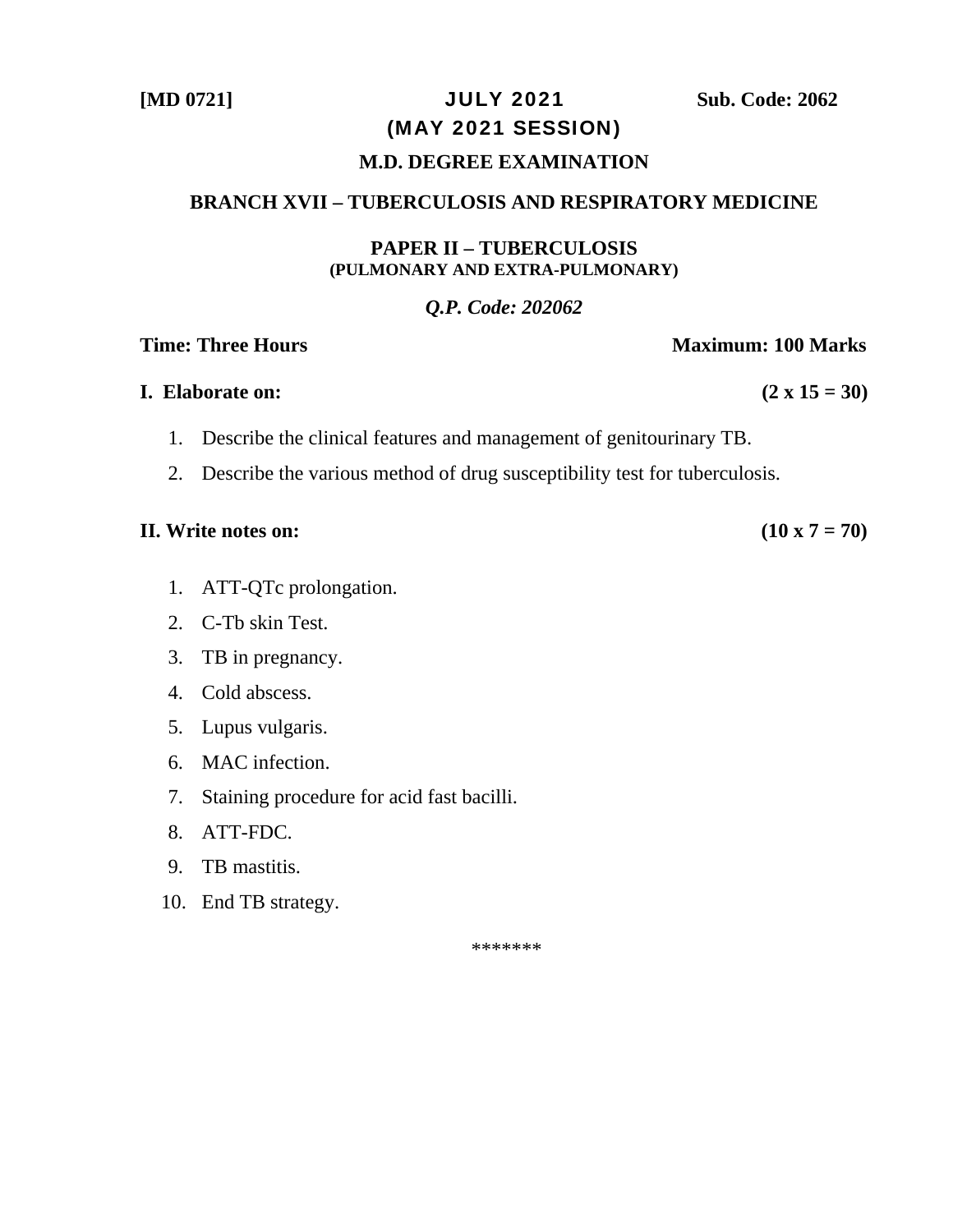**[MD 0721]** **JULY 2021** **Sub. Code: 2062**

**(MAY 2021 SESSION)**

**M.D. DEGREE EXAMINATION**

**BRANCH XVII – TUBERCULOSIS AND RESPIRATORY MEDICINE**

**PAPER II – TUBERCULOSIS**
**(PULMONARY AND EXTRA-PULMONARY)**

***Q.P. Code: 202062***

**Time: Three Hours** **Maximum: 100 Marks**

**I. Elaborate on:** **(2 x 15 = 30)**

1. Describe the clinical features and management of genitourinary TB.
2. Describe the various method of drug susceptibility test for tuberculosis.

**II. Write notes on:** **(10 x 7 = 70)**

1. ATT-QTc prolongation.
2. C-Tb skin Test.
3. TB in pregnancy.
4. Cold abscess.
5. Lupus vulgaris.
6. MAC infection.
7. Staining procedure for acid fast bacilli.
8. ATT-FDC.
9. TB mastitis.
10. End TB strategy.

*******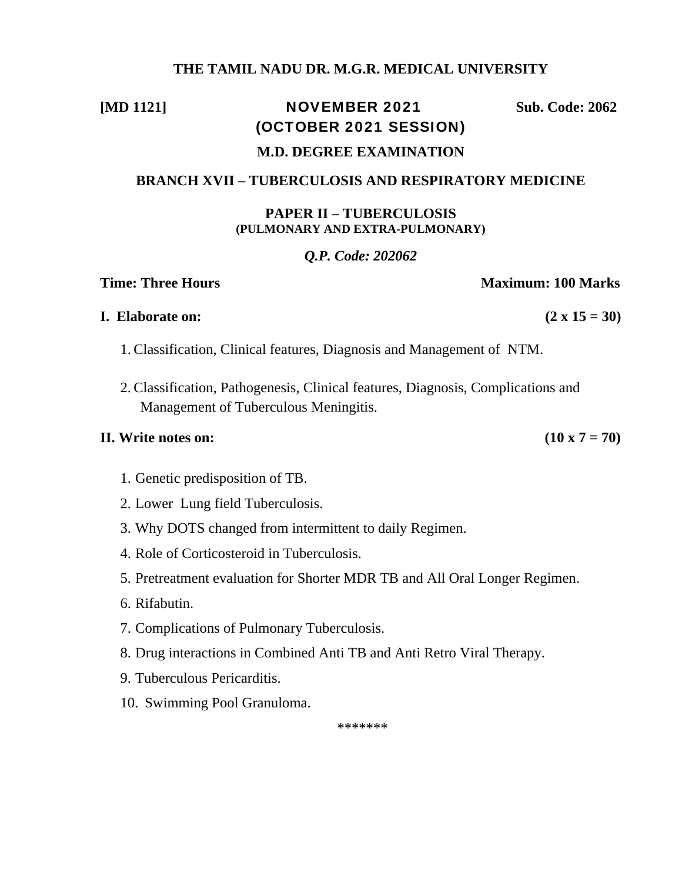**THE TAMIL NADU DR. M.G.R. MEDICAL UNIVERSITY**

**[MD 1121]** **NOVEMBER 2021** **Sub. Code: 2062**

**(OCTOBER 2021 SESSION)**

**M.D. DEGREE EXAMINATION**

**BRANCH XVII – TUBERCULOSIS AND RESPIRATORY MEDICINE**

**PAPER II – TUBERCULOSIS**
**(PULMONARY AND EXTRA-PULMONARY)**

***Q.P. Code: 202062***

**Time: Three Hours** **Maximum: 100 Marks**

**I. Elaborate on:** **(2 x 15 = 30)**

1. Classification, Clinical features, Diagnosis and Management of NTM.

2. Classification, Pathogenesis, Clinical features, Diagnosis, Complications and Management of Tuberculous Meningitis.

**II. Write notes on:** **(10 x 7 = 70)**

1. Genetic predisposition of TB.
2. Lower Lung field Tuberculosis.
3. Why DOTS changed from intermittent to daily Regimen.
4. Role of Corticosteroid in Tuberculosis.
5. Pretreatment evaluation for Shorter MDR TB and All Oral Longer Regimen.
6. Rifabutin.
7. Complications of Pulmonary Tuberculosis.
8. Drug interactions in Combined Anti TB and Anti Retro Viral Therapy.
9. Tuberculous Pericarditis.
10. Swimming Pool Granuloma.

*******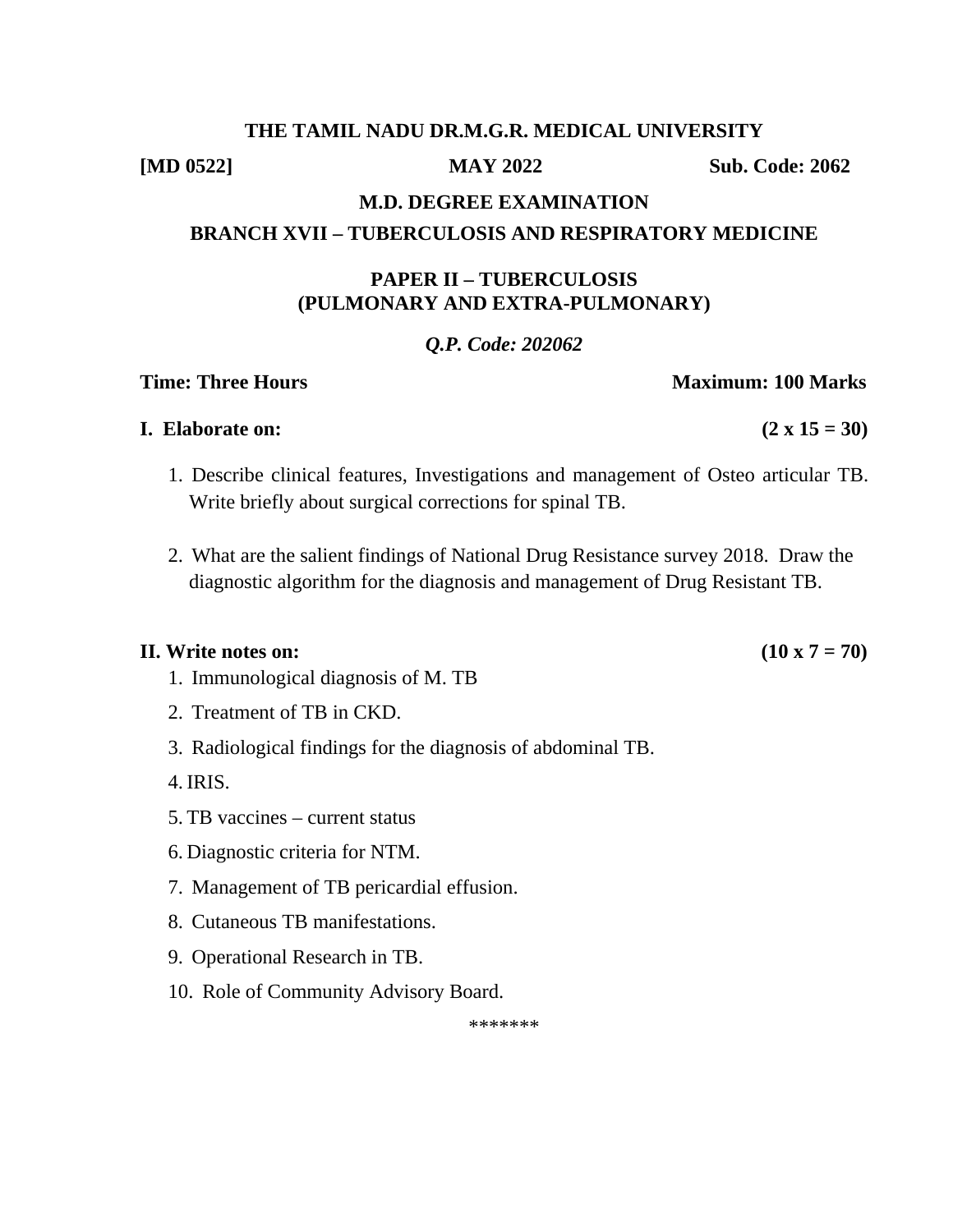**THE TAMIL NADU DR.M.G.R. MEDICAL UNIVERSITY**

**[MD 0522]** **MAY 2022** **Sub. Code: 2062**

**M.D. DEGREE EXAMINATION**

**BRANCH XVII – TUBERCULOSIS AND RESPIRATORY MEDICINE**

**PAPER II – TUBERCULOSIS**
**(PULMONARY AND EXTRA-PULMONARY)**

***Q.P. Code: 202062***

**Time: Three Hours** **Maximum: 100 Marks**

**I. Elaborate on:** **(2 x 15 = 30)**

1. Describe clinical features, Investigations and management of Osteo articular TB. Write briefly about surgical corrections for spinal TB.

2. What are the salient findings of National Drug Resistance survey 2018. Draw the diagnostic algorithm for the diagnosis and management of Drug Resistant TB.

**II. Write notes on:** **(10 x 7 = 70)**

1. Immunological diagnosis of M. TB
2. Treatment of TB in CKD.
3. Radiological findings for the diagnosis of abdominal TB.
4. IRIS.
5. TB vaccines – current status
6. Diagnostic criteria for NTM.
7. Management of TB pericardial effusion.
8. Cutaneous TB manifestations.
9. Operational Research in TB.
10. Role of Community Advisory Board.

*******